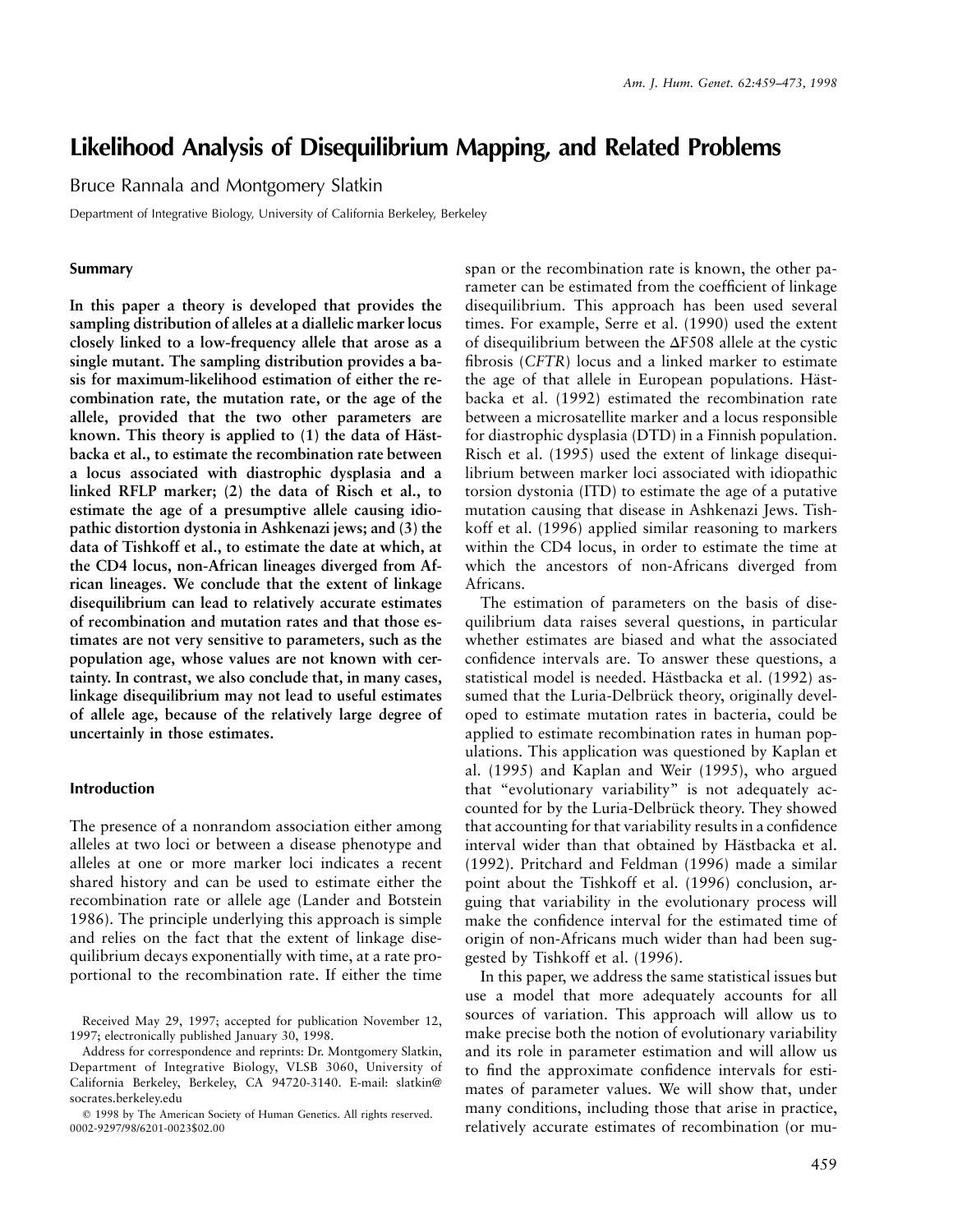# Likelihood Analysis of Disequilibrium Mapping, and Related Problems

Bruce Rannala and Montgomery Slatkin

Department of Integrative Biology, University of California Berkeley, Berkeley

## Summary

**In this paper a theory is developed that provides the sampling distribution of alleles at a diallelic marker locus closely linked to a low-frequency allele that arose as a single mutant. The sampling distribution provides a basis for maximum-likelihood estimation of either the recombination rate, the mutation rate, or the age of the allele, provided that the two other parameters are known. This theory is applied to (1) the data of Hästbacka et al., to estimate the recombination rate between a locus associated with diastrophic dysplasia and a linked RFLP marker; (2) the data of Risch et al., to estimate the age of a presumptive allele causing idiopathic distortion dystonia in Ashkenazi jews; and (3) the data of Tishkoff et al., to estimate the date at which, at the CD4 locus, non-African lineages diverged from African lineages. We conclude that the extent of linkage disequilibrium can lead to relatively accurate estimates of recombination and mutation rates and that those estimates are not very sensitive to parameters, such as the population age, whose values are not known with certainty. In contrast, we also conclude that, in many cases, linkage disequilibrium may not lead to useful estimates of allele age, because of the relatively large degree of uncertainly in those estimates.**

## Introduction

The presence of a nonrandom association either among alleles at two loci or between a disease phenotype and alleles at one or more marker loci indicates a recent shared history and can be used to estimate either the recombination rate or allele age (Lander and Botstein 1986). The principle underlying this approach is simple and relies on the fact that the extent of linkage disequilibrium decays exponentially with time, at a rate proportional to the recombination rate. If either the time span or the recombination rate is known, the other parameter can be estimated from the coefficient of linkage disequilibrium. This approach has been used several times. For example, Serre et al. (1990) used the extent of disequilibrium between the ΔF508 allele at the cystic fibrosis (*CFTR*) locus and a linked marker to estimate the age of that allele in European populations. Hästbacka et al. (1992) estimated the recombination rate between a microsatellite marker and a locus responsible for diastrophic dysplasia (DTD) in a Finnish population. Risch et al. (1995) used the extent of linkage disequilibrium between marker loci associated with idiopathic torsion dystonia (ITD) to estimate the age of a putative mutation causing that disease in Ashkenazi Jews. Tishkoff et al. (1996) applied similar reasoning to markers within the CD4 locus, in order to estimate the time at which the ancestors of non-Africans diverged from Africans.

The estimation of parameters on the basis of disequilibrium data raises several questions, in particular whether estimates are biased and what the associated confidence intervals are. To answer these questions, a statistical model is needed. Hästbacka et al. (1992) assumed that the Luria-Delbrück theory, originally developed to estimate mutation rates in bacteria, could be applied to estimate recombination rates in human populations. This application was questioned by Kaplan et al. (1995) and Kaplan and Weir (1995), who argued that "evolutionary variability" is not adequately accounted for by the Luria-Delbrück theory. They showed that accounting for that variability results in a confidence interval wider than that obtained by Hästbacka et al. (1992). Pritchard and Feldman (1996) made a similar point about the Tishkoff et al. (1996) conclusion, arguing that variability in the evolutionary process will make the confidence interval for the estimated time of origin of non-Africans much wider than had been suggested by Tishkoff et al. (1996).

In this paper, we address the same statistical issues but use a model that more adequately accounts for all sources of variation. This approach will allow us to make precise both the notion of evolutionary variability and its role in parameter estimation and will allow us to find the approximate confidence intervals for estimates of parameter values. We will show that, under many conditions, including those that arise in practice, relatively accurate estimates of recombination (or mu-

Received May 29, 1997; accepted for publication November 12, 1997; electronically published January 30, 1998.

Address for correspondence and reprints: Dr. Montgomery Slatkin, Department of Integrative Biology, VLSB 3060, University of California Berkeley, Berkeley, CA 94720-3140. E-mail: slatkin@socrates.berkeley.edu

© 1998 by The American Society of Human Genetics. All rights reserved. 0002-9297/98/6201-0023$02.00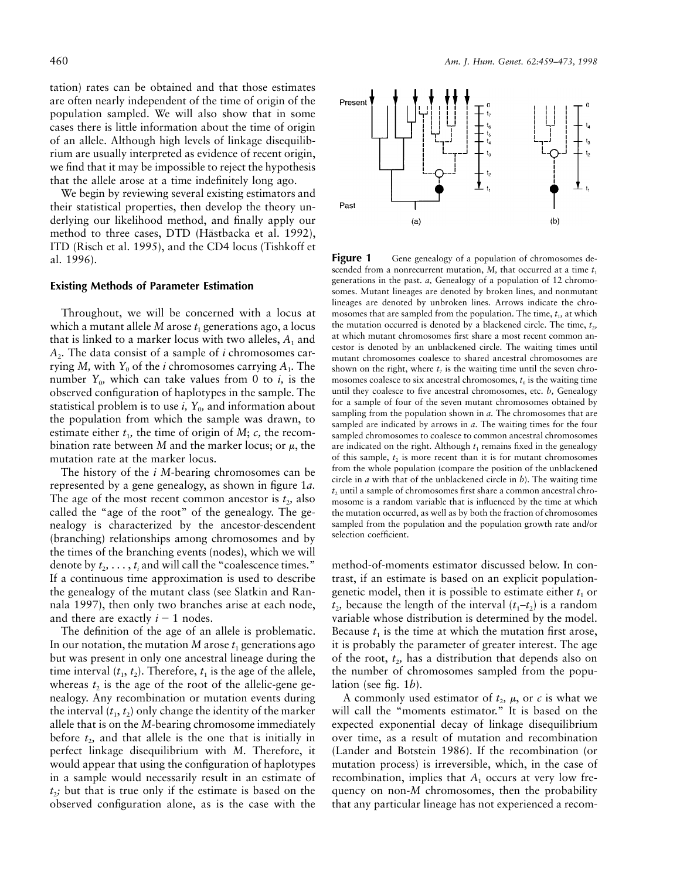tation) rates can be obtained and that those estimates are often nearly independent of the time of origin of the population sampled. We will also show that in some cases there is little information about the time of origin of an allele. Although high levels of linkage disequilibrium are usually interpreted as evidence of recent origin, we find that it may be impossible to reject the hypothesis that the allele arose at a time indefinitely long ago.

We begin by reviewing several existing estimators and their statistical properties, then develop the theory underlying our likelihood method, and finally apply our method to three cases, DTD (Hästbacka et al. 1992), ITD (Risch et al. 1995), and the CD4 locus (Tishkoff et al. 1996).

## Existing Methods of Parameter Estimation

Throughout, we will be concerned with a locus at which a mutant allele $M$ arose $t_1$ generations ago, a locus that is linked to a marker locus with two alleles, $A_1$ and $A_2$. The data consist of a sample of $i$ chromosomes carrying $M$, with $Y_0$ of the $i$ chromosomes carrying $A_1$. The number $Y_0$, which can take values from 0 to $i$, is the observed configuration of haplotypes in the sample. The statistical problem is to use $i$, $Y_0$, and information about the population from which the sample was drawn, to estimate either $t_1$, the time of origin of $M$; $c$, the recombination rate between $M$ and the marker locus; or $\mu$, the mutation rate at the marker locus.

The history of the $i$ $M$-bearing chromosomes can be represented by a gene genealogy, as shown in figure 1*a*. The age of the most recent common ancestor is $t_2$, also called the "age of the root" of the genealogy. The genealogy is characterized by the ancestor-descendent (branching) relationships among chromosomes and by the times of the branching events (nodes), which we will denote by $t_2, \ldots, t_i$ and will call the "coalescence times." If a continuous time approximation is used to describe the genealogy of the mutant class (see Slatkin and Rannala 1997), then only two branches arise at each node, and there are exactly $i - 1$ nodes.

The definition of the age of an allele is problematic. In our notation, the mutation $M$ arose $t_1$ generations ago but was present in only one ancestral lineage during the time interval ($t_1$, $t_2$). Therefore, $t_1$ is the age of the allele, whereas $t_2$ is the age of the root of the allelic-gene genealogy. Any recombination or mutation events during the interval ($t_1$, $t_2$) only change the identity of the marker allele that is on the $M$-bearing chromosome immediately before $t_2$, and that allele is the one that is initially in perfect linkage disequilibrium with $M$. Therefore, it would appear that using the configuration of haplotypes in a sample would necessarily result in an estimate of $t_2$; but that is true only if the estimate is based on the observed configuration alone, as is the case with the method-of-moments estimator discussed below. In contrast, if an estimate is based on an explicit population-genetic model, then it is possible to estimate either $t_1$ or $t_2$, because the length of the interval ($t_1$–$t_2$) is a random variable whose distribution is determined by the model. Because $t_1$ is the time at which the mutation first arose, it is probably the parameter of greater interest. The age of the root, $t_2$, has a distribution that depends also on the number of chromosomes sampled from the population (see fig. 1*b*).

**Figure 1** Gene genealogy of a population of chromosomes descended from a nonrecurrent mutation, $M$, that occurred at a time $t_1$ generations in the past. *a*, Genealogy of a population of 12 chromosomes. Mutant lineages are denoted by broken lines, and nonmutant lineages are denoted by unbroken lines. Arrows indicate the chromosomes that are sampled from the population. The time, $t_1$, at which the mutation occurred is denoted by a blackened circle. The time, $t_2$, at which mutant chromosomes first share a most recent common ancestor is denoted by an unblackened circle. The waiting times until mutant chromosomes coalesce to shared ancestral chromosomes are shown on the right, where $t_7$ is the waiting time until the seven chromosomes coalesce to six ancestral chromosomes, $t_6$ is the waiting time until they coalesce to five ancestral chromosomes, etc. *b*, Genealogy for a sample of four of the seven mutant chromosomes obtained by sampling from the population shown in *a*. The chromosomes that are sampled are indicated by arrows in *a*. The waiting times for the four sampled chromosomes to coalesce to common ancestral chromosomes are indicated on the right. Although $t_1$ remains fixed in the genealogy of this sample, $t_2$ is more recent than it is for mutant chromosomes from the whole population (compare the position of the unblackened circle in *a* with that of the unblackened circle in *b*). The waiting time $t_2$ until a sample of chromosomes first share a common ancestral chromosome is a random variable that is influenced by the time at which the mutation occurred, as well as by both the fraction of chromosomes sampled from the population and the population growth rate and/or selection coefficient.

A commonly used estimator of $t_2$, $\mu$, or $c$ is what we will call the "moments estimator." It is based on the expected exponential decay of linkage disequilibrium over time, as a result of mutation and recombination (Lander and Botstein 1986). If the recombination (or mutation process) is irreversible, which, in the case of recombination, implies that $A_1$ occurs at very low frequency on non-$M$ chromosomes, then the probability that any particular lineage has not experienced a recom-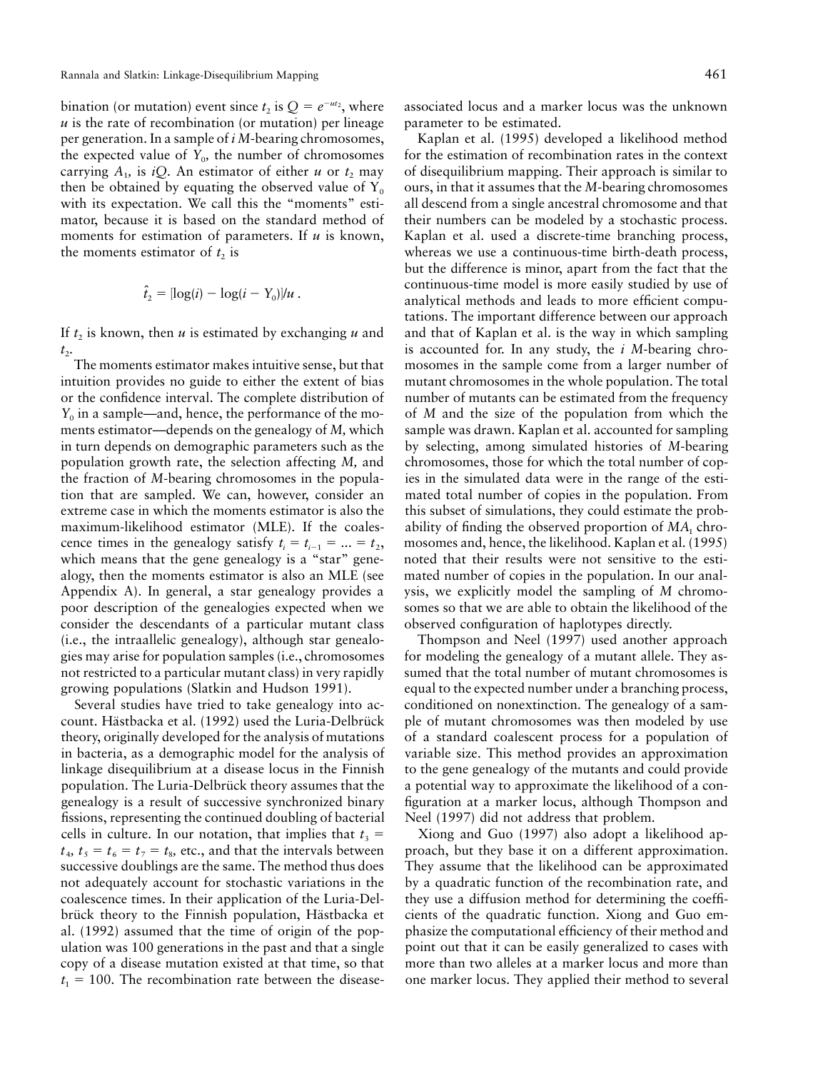bination (or mutation) event since $t_2$ is $Q = e^{-ut_2}$, where $u$ is the rate of recombination (or mutation) per lineage per generation. In a sample of $i$ $M$-bearing chromosomes, the expected value of $Y_0$, the number of chromosomes carrying $A_1$, is $iQ$. An estimator of either $u$ or $t_2$ may then be obtained by equating the observed value of $Y_0$ with its expectation. We call this the "moments" estimator, because it is based on the standard method of moments for estimation of parameters. If $u$ is known, the moments estimator of $t_2$ is

$$\hat{t}_2 = [\log(i) - \log(i - Y_0)]/u \ .$$

If $t_2$ is known, then $u$ is estimated by exchanging $u$ and $t_2$.

The moments estimator makes intuitive sense, but that intuition provides no guide to either the extent of bias or the confidence interval. The complete distribution of $Y_0$ in a sample—and, hence, the performance of the moments estimator—depends on the genealogy of $M$, which in turn depends on demographic parameters such as the population growth rate, the selection affecting $M$, and the fraction of $M$-bearing chromosomes in the population that are sampled. We can, however, consider an extreme case in which the moments estimator is also the maximum-likelihood estimator (MLE). If the coalescence times in the genealogy satisfy $t_i = t_{i-1} = \ldots = t_2$, which means that the gene genealogy is a "star" genealogy, then the moments estimator is also an MLE (see Appendix A). In general, a star genealogy provides a poor description of the genealogies expected when we consider the descendants of a particular mutant class (i.e., the intraallelic genealogy), although star genealogies may arise for population samples (i.e., chromosomes not restricted to a particular mutant class) in very rapidly growing populations (Slatkin and Hudson 1991).

Several studies have tried to take genealogy into account. Hästbacka et al. (1992) used the Luria-Delbrück theory, originally developed for the analysis of mutations in bacteria, as a demographic model for the analysis of linkage disequilibrium at a disease locus in the Finnish population. The Luria-Delbrück theory assumes that the genealogy is a result of successive synchronized binary fissions, representing the continued doubling of bacterial cells in culture. In our notation, that implies that $t_3 = t_4$, $t_5 = t_6 = t_7 = t_8$, etc., and that the intervals between successive doublings are the same. The method thus does not adequately account for stochastic variations in the coalescence times. In their application of the Luria-Delbrück theory to the Finnish population, Hästbacka et al. (1992) assumed that the time of origin of the population was 100 generations in the past and that a single copy of a disease mutation existed at that time, so that $t_1 = 100$. The recombination rate between the disease-associated locus and a marker locus was the unknown parameter to be estimated.

Kaplan et al. (1995) developed a likelihood method for the estimation of recombination rates in the context of disequilibrium mapping. Their approach is similar to ours, in that it assumes that the $M$-bearing chromosomes all descend from a single ancestral chromosome and that their numbers can be modeled by a stochastic process. Kaplan et al. used a discrete-time branching process, whereas we use a continuous-time birth-death process, but the difference is minor, apart from the fact that the continuous-time model is more easily studied by use of analytical methods and leads to more efficient computations. The important difference between our approach and that of Kaplan et al. is the way in which sampling is accounted for. In any study, the $i$ $M$-bearing chromosomes in the sample come from a larger number of mutant chromosomes in the whole population. The total number of mutants can be estimated from the frequency of $M$ and the size of the population from which the sample was drawn. Kaplan et al. accounted for sampling by selecting, among simulated histories of $M$-bearing chromosomes, those for which the total number of copies in the simulated data were in the range of the estimated total number of copies in the population. From this subset of simulations, they could estimate the probability of finding the observed proportion of $MA_1$ chromosomes and, hence, the likelihood. Kaplan et al. (1995) noted that their results were not sensitive to the estimated number of copies in the population. In our analysis, we explicitly model the sampling of $M$ chromosomes so that we are able to obtain the likelihood of the observed configuration of haplotypes directly.

Thompson and Neel (1997) used another approach for modeling the genealogy of a mutant allele. They assumed that the total number of mutant chromosomes is equal to the expected number under a branching process, conditioned on nonextinction. The genealogy of a sample of mutant chromosomes was then modeled by use of a standard coalescent process for a population of variable size. This method provides an approximation to the gene genealogy of the mutants and could provide a potential way to approximate the likelihood of a configuration at a marker locus, although Thompson and Neel (1997) did not address that problem.

Xiong and Guo (1997) also adopt a likelihood approach, but they base it on a different approximation. They assume that the likelihood can be approximated by a quadratic function of the recombination rate, and they use a diffusion method for determining the coefficients of the quadratic function. Xiong and Guo emphasize the computational efficiency of their method and point out that it can be easily generalized to cases with more than two alleles at a marker locus and more than one marker locus. They applied their method to several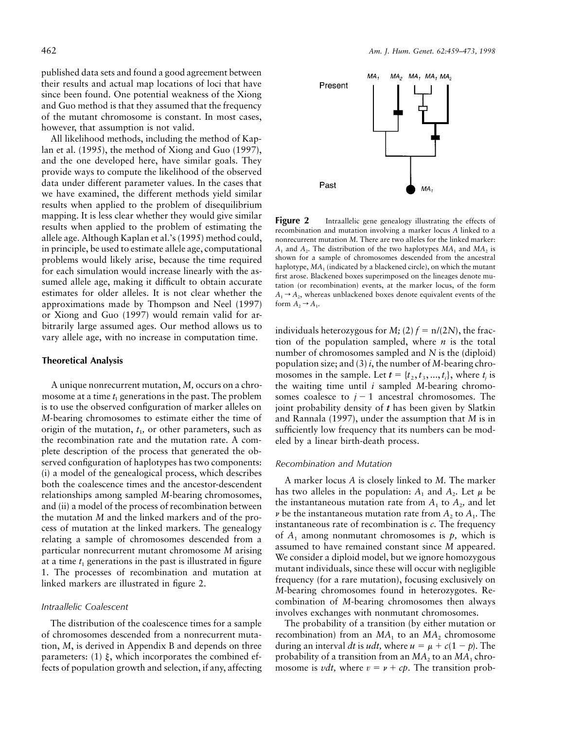published data sets and found a good agreement between their results and actual map locations of loci that have since been found. One potential weakness of the Xiong and Guo method is that they assumed that the frequency of the mutant chromosome is constant. In most cases, however, that assumption is not valid.

All likelihood methods, including the method of Kaplan et al. (1995), the method of Xiong and Guo (1997), and the one developed here, have similar goals. They provide ways to compute the likelihood of the observed data under different parameter values. In the cases that we have examined, the different methods yield similar results when applied to the problem of disequilibrium mapping. It is less clear whether they would give similar results when applied to the problem of estimating the allele age. Although Kaplan et al.'s (1995) method could, in principle, be used to estimate allele age, computational problems would likely arise, because the time required for each simulation would increase linearly with the assumed allele age, making it difficult to obtain accurate estimates for older alleles. It is not clear whether the approximations made by Thompson and Neel (1997) or Xiong and Guo (1997) would remain valid for arbitrarily large assumed ages. Our method allows us to vary allele age, with no increase in computation time.

## Theoretical Analysis

A unique nonrecurrent mutation, $M$, occurs on a chromosome at a time $t_1$ generations in the past. The problem is to use the observed configuration of marker alleles on $M$-bearing chromosomes to estimate either the time of origin of the mutation, $t_1$, or other parameters, such as the recombination rate and the mutation rate. A complete description of the process that generated the observed configuration of haplotypes has two components: (i) a model of the genealogical process, which describes both the coalescence times and the ancestor-descendent relationships among sampled $M$-bearing chromosomes, and (ii) a model of the process of recombination between the mutation $M$ and the linked markers and of the process of mutation at the linked markers. The genealogy relating a sample of chromosomes descended from a particular nonrecurrent mutant chromosome $M$ arising at a time $t_1$ generations in the past is illustrated in figure 1. The processes of recombination and mutation at linked markers are illustrated in figure 2.

### Intraallelic Coalescent

The distribution of the coalescence times for a sample of chromosomes descended from a nonrecurrent mutation, $M$, is derived in Appendix B and depends on three parameters: (1) $\xi$, which incorporates the combined effects of population growth and selection, if any, affecting individuals heterozygous for $M$; (2) $f = n/(2N)$, the fraction of the population sampled, where $n$ is the total number of chromosomes sampled and $N$ is the (diploid) population size; and (3) $i$, the number of $M$-bearing chromosomes in the sample. Let $\boldsymbol{t} = \{t_2, t_3, ..., t_i\}$, where $t_j$ is the waiting time until $j$ sampled $M$-bearing chromosomes coalesce to $j-1$ ancestral chromosomes. The joint probability density of $\boldsymbol{t}$ has been given by Slatkin and Rannala (1997), under the assumption that $M$ is in sufficiently low frequency that its numbers can be modeled by a linear birth-death process.

**Figure 2** Intraallelic gene genealogy illustrating the effects of recombination and mutation involving a marker locus $A$ linked to a nonrecurrent mutation $M$. There are two alleles for the linked marker: $A_1$ and $A_2$. The distribution of the two haplotypes $MA_1$ and $MA_2$ is shown for a sample of chromosomes descended from the ancestral haplotype, $MA_1$ (indicated by a blackened circle), on which the mutant first arose. Blackened boxes superimposed on the lineages denote mutation (or recombination) events, at the marker locus, of the form $A_1 \rightarrow A_2$, whereas unblackened boxes denote equivalent events of the form $A_2 \rightarrow A_1$.

### Recombination and Mutation

A marker locus $A$ is closely linked to $M$. The marker has two alleles in the population: $A_1$ and $A_2$. Let $\mu$ be the instantaneous mutation rate from $A_1$ to $A_2$, and let $\nu$ be the instantaneous mutation rate from $A_2$ to $A_1$. The instantaneous rate of recombination is $c$. The frequency of $A_1$ among nonmutant chromosomes is $p$, which is assumed to have remained constant since $M$ appeared. We consider a diploid model, but we ignore homozygous mutant individuals, since these will occur with negligible frequency (for a rare mutation), focusing exclusively on $M$-bearing chromosomes found in heterozygotes. Recombination of $M$-bearing chromosomes then always involves exchanges with nonmutant chromosomes.

The probability of a transition (by either mutation or recombination) from an $MA_1$ to an $MA_2$ chromosome during an interval $dt$ is $udt$, where $u = \mu + c(1-p)$. The probability of a transition from an $MA_2$ to an $MA_1$ chromosome is $vdt$, where $v = \nu + cp$. The transition prob-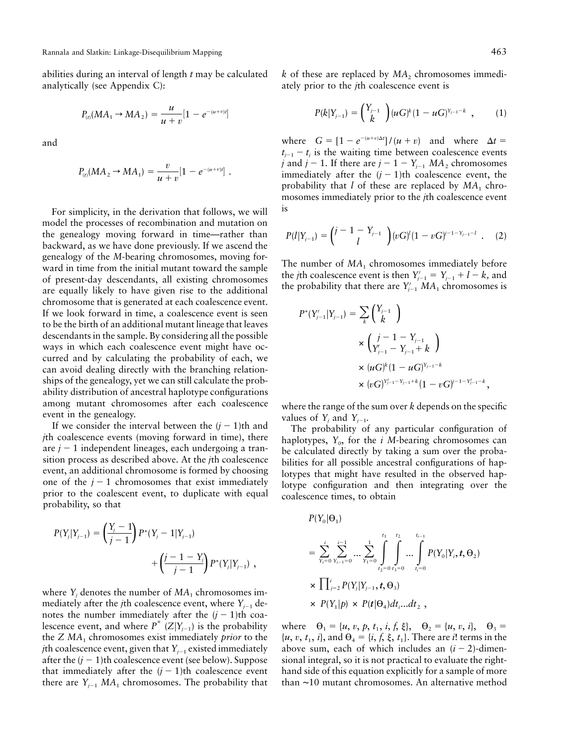abilities during an interval of length $t$ may be calculated analytically (see Appendix C):

$$P_{(t)}(MA_1 \rightarrow MA_2) = \frac{u}{u+v}[1 - e^{-(u+v)t}]$$

and

$$P_{(t)}(MA_2 \rightarrow MA_1) = \frac{v}{u+v}[1 - e^{-(u+v)t}] \ .$$

For simplicity, in the derivation that follows, we will model the processes of recombination and mutation on the genealogy moving forward in time—rather than backward, as we have done previously. If we ascend the genealogy of the $M$-bearing chromosomes, moving forward in time from the initial mutant toward the sample of present-day descendants, all existing chromosomes are equally likely to have given rise to the additional chromosome that is generated at each coalescence event. If we look forward in time, a coalescence event is seen to be the birth of an additional mutant lineage that leaves descendants in the sample. By considering all the possible ways in which each coalescence event might have occurred and by calculating the probability of each, we can avoid dealing directly with the branching relationships of the genealogy, yet we can still calculate the probability distribution of ancestral haplotype configurations among mutant chromosomes after each coalescence event in the genealogy.

If we consider the interval between the $(j-1)$th and $j$th coalescence events (moving forward in time), there are $j-1$ independent lineages, each undergoing a transition process as described above. At the $j$th coalescence event, an additional chromosome is formed by choosing one of the $j-1$ chromosomes that exist immediately prior to the coalescent event, to duplicate with equal probability, so that

$$P(Y_j|Y_{j-1}) = \left(\frac{Y_j - 1}{j-1}\right) P^*(Y_j - 1|Y_{j-1}) + \left(\frac{j-1-Y_j}{j-1}\right) P^*(Y_j|Y_{j-1}) \ ,$$

where $Y_j$ denotes the number of $MA_1$ chromosomes immediately after the $j$th coalescence event, where $Y_{j-1}$ denotes the number immediately after the $(j-1)$th coalescence event, and where $P^*(Z|Y_{j-1})$ is the probability the $Z$ $MA_1$ chromosomes exist immediately *prior* to the $j$th coalescence event, given that $Y_{j-1}$ existed immediately after the $(j-1)$th coalescence event (see below). Suppose that immediately after the $(j-1)$th coalescence event there are $Y_{j-1}$ $MA_1$ chromosomes. The probability that $k$ of these are replaced by $MA_2$ chromosomes immediately prior to the $j$th coalescence event is

$$P(k|Y_{j-1}) = \binom{Y_{j-1}}{k}(uG)^k(1-uG)^{Y_{j-1}-k} \ , \qquad (1)$$

where $G = [1 - e^{-(u+v)\Delta t}]/(u+v)$ and where $\Delta t = t_{j-1} - t_j$ is the waiting time between coalescence events $j$ and $j-1$. If there are $j-1-Y_{j-1}$ $MA_2$ chromosomes immediately after the $(j-1)$th coalescence event, the probability that $l$ of these are replaced by $MA_1$ chromosomes immediately prior to the $j$th coalescence event is

$$P(l|Y_{j-1}) = \binom{j-1-Y_{j-1}}{l}(vG)^l(1-vG)^{j-1-Y_{j-1}-l} \ . \qquad (2)$$

The number of $MA_1$ chromosomes immediately before the $j$th coalescence event is then $Y'_{j-1} = Y_{j-1} + l - k$, and the probability that there are $Y'_{j-1}$ $MA_1$ chromosomes is

$$\begin{aligned} P^*(Y'_{j-1}|Y_{j-1}) = \sum_k & \binom{Y_{j-1}}{k} \\ & \times \binom{j-1-Y_{j-1}}{Y'_{j-1} - Y_{j-1} + k} \\ & \times (uG)^k(1-uG)^{Y_{j-1}-k} \\ & \times (vG)^{Y'_{j-1}-Y_{j-1}+k}(1-vG)^{j-1-Y'_{j-1}-k} \ , \end{aligned}$$

where the range of the sum over $k$ depends on the specific values of $Y_j$ and $Y_{j-1}$.

The probability of any particular configuration of haplotypes, $Y_0$, for the $i$ $M$-bearing chromosomes can be calculated directly by taking a sum over the probabilities for all possible ancestral configurations of haplotypes that might have resulted in the observed haplotype configuration and then integrating over the coalescence times, to obtain

$$\begin{aligned} & P(Y_0|\Theta_1) \\ & = \sum_{Y_i=0}^{i} \sum_{Y_{i-1}=0}^{i-1} \cdots \sum_{Y_1=0}^{1} \int_{t_2=0}^{t_1} \int_{t_3=0}^{t_2} \cdots \int_{t_i=0}^{t_{i-1}} P(Y_0|Y_i, \mathbf{t}, \Theta_2) \\ & \times \prod_{j=2}^{i} P(Y_j|Y_{j-1}, \mathbf{t}, \Theta_3) \\ & \times P(Y_1|p) \times P(\mathbf{t}|\Theta_4) dt_i \ldots dt_2 \ , \end{aligned}$$

where $\Theta_1 = \{u, v, p, t_1, i, f, \xi\}$, $\Theta_2 = \{u, v, i\}$, $\Theta_3 = \{u, v, t_1, i\}$, and $\Theta_4 = \{i, f, \xi, t_1\}$. There are $i!$ terms in the above sum, each of which includes an $(i-2)$-dimensional integral, so it is not practical to evaluate the right-hand side of this equation explicitly for a sample of more than ~10 mutant chromosomes. An alternative method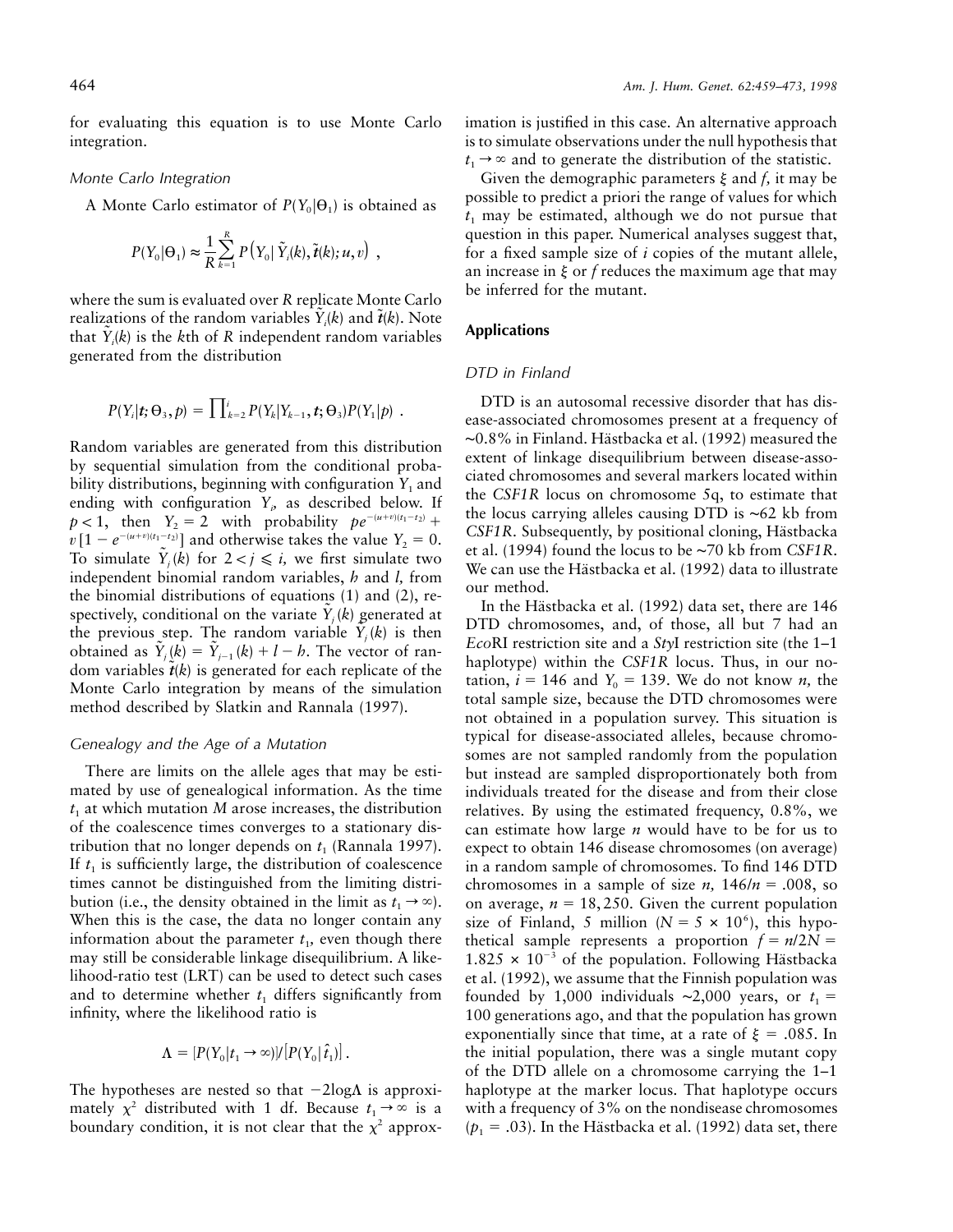for evaluating this equation is to use Monte Carlo integration.

### Monte Carlo Integration

A Monte Carlo estimator of $P(Y_0|\Theta_1)$ is obtained as

$$P(Y_0|\Theta_1) \approx \frac{1}{R}\sum_{k=1}^{R} P\left(Y_0 \middle| \tilde{Y}_i(k), \tilde{\boldsymbol{t}}(k); u, v\right) \ ,$$

where the sum is evaluated over $R$ replicate Monte Carlo realizations of the random variables $\tilde{Y}_i(k)$ and $\tilde{\boldsymbol{t}}(k)$. Note that $\tilde{Y}_i(k)$ is the $k$th of $R$ independent random variables generated from the distribution

$$P(Y_i|\boldsymbol{t};\Theta_3,p) = \prod\nolimits_{k=2}^{i} P(Y_k|Y_{k-1},\boldsymbol{t};\Theta_3)P(Y_1|p) \ .$$

Random variables are generated from this distribution by sequential simulation from the conditional probability distributions, beginning with configuration $Y_1$ and ending with configuration $Y_i$, as described below. If $p<1$, then $Y_2 = 2$ with probability $pe^{-(u+v)(t_1-t_2)} + v\left[1-e^{-(u+v)(t_1-t_2)}\right]$ and otherwise takes the value $Y_2 = 0$. To simulate $\tilde{Y}_j(k)$ for $2 < j \leqslant i$, we first simulate two independent binomial random variables, $h$ and $l$, from the binomial distributions of equations (1) and (2), respectively, conditional on the variate $\tilde{Y}_j(k)$ generated at the previous step. The random variable $\tilde{Y}_j(k)$ is then obtained as $\tilde{Y}_j(k) = \tilde{Y}_{j-1}(k) + l - h$. The vector of random variables $\tilde{\boldsymbol{t}}(k)$ is generated for each replicate of the Monte Carlo integration by means of the simulation method described by Slatkin and Rannala (1997).

### Genealogy and the Age of a Mutation

There are limits on the allele ages that may be estimated by use of genealogical information. As the time $t_1$ at which mutation $M$ arose increases, the distribution of the coalescence times converges to a stationary distribution that no longer depends on $t_1$ (Rannala 1997). If $t_1$ is sufficiently large, the distribution of coalescence times cannot be distinguished from the limiting distribution (i.e., the density obtained in the limit as $t_1 \to \infty$). When this is the case, the data no longer contain any information about the parameter $t_1$, even though there may still be considerable linkage disequilibrium. A likelihood-ratio test (LRT) can be used to detect such cases and to determine whether $t_1$ differs significantly from infinity, where the likelihood ratio is

$$\Lambda = [P(Y_0|t_1 \to \infty)]/\left[P(Y_0|\hat{t}_1)\right] .$$

The hypotheses are nested so that $-2\log\Lambda$ is approximately $\chi^2$ distributed with 1 df. Because $t_1 \to \infty$ is a boundary condition, it is not clear that the $\chi^2$ approximation is justified in this case. An alternative approach is to simulate observations under the null hypothesis that $t_1 \to \infty$ and to generate the distribution of the statistic.

Given the demographic parameters $\xi$ and $f$, it may be possible to predict a priori the range of values for which $t_1$ may be estimated, although we do not pursue that question in this paper. Numerical analyses suggest that, for a fixed sample size of $i$ copies of the mutant allele, an increase in $\xi$ or $f$ reduces the maximum age that may be inferred for the mutant.

## Applications

### DTD in Finland

DTD is an autosomal recessive disorder that has disease-associated chromosomes present at a frequency of ~0.8% in Finland. Hästbacka et al. (1992) measured the extent of linkage disequilibrium between disease-associated chromosomes and several markers located within the *CSF1R* locus on chromosome 5q, to estimate that the locus carrying alleles causing DTD is ~62 kb from *CSF1R*. Subsequently, by positional cloning, Hästbacka et al. (1994) found the locus to be ~70 kb from *CSF1R*. We can use the Hästbacka et al. (1992) data to illustrate our method.

In the Hästbacka et al. (1992) data set, there are 146 DTD chromosomes, and, of those, all but 7 had an *Eco*RI restriction site and a *Sty*I restriction site (the 1–1 haplotype) within the *CSF1R* locus. Thus, in our notation, $i = 146$ and $Y_0 = 139$. We do not know $n$, the total sample size, because the DTD chromosomes were not obtained in a population survey. This situation is typical for disease-associated alleles, because chromosomes are not sampled randomly from the population but instead are sampled disproportionately both from individuals treated for the disease and from their close relatives. By using the estimated frequency, 0.8%, we can estimate how large $n$ would have to be for us to expect to obtain 146 disease chromosomes (on average) in a random sample of chromosomes. To find 146 DTD chromosomes in a sample of size $n$, $146/n = .008$, so on average, $n = 18,250$. Given the current population size of Finland, 5 million ($N = 5 \times 10^6$), this hypothetical sample represents a proportion $f = n/2N = 1.825 \times 10^{-3}$ of the population. Following Hästbacka et al. (1992), we assume that the Finnish population was founded by 1,000 individuals ~2,000 years, or $t_1 = 100$ generations ago, and that the population has grown exponentially since that time, at a rate of $\xi = .085$. In the initial population, there was a single mutant copy of the DTD allele on a chromosome carrying the 1–1 haplotype at the marker locus. That haplotype occurs with a frequency of 3% on the nondisease chromosomes ($p_1 = .03$). In the Hästbacka et al. (1992) data set, there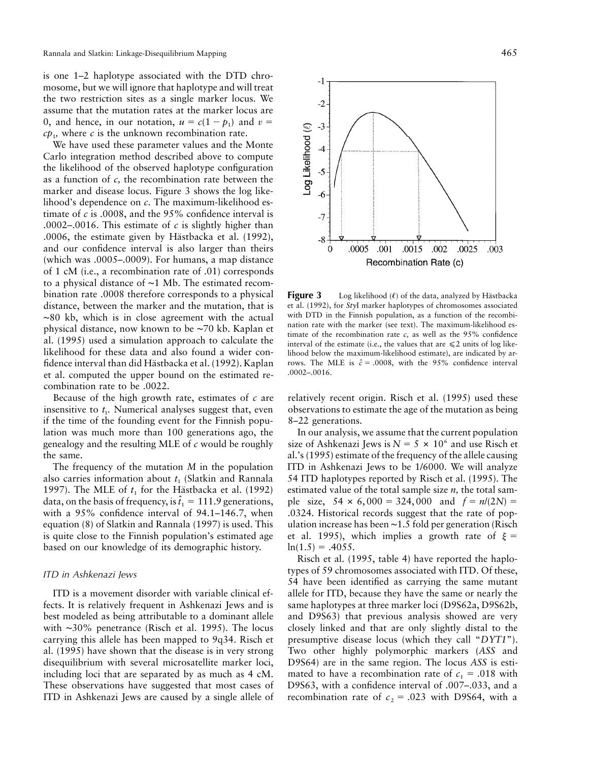is one 1–2 haplotype associated with the DTD chromosome, but we will ignore that haplotype and will treat the two restriction sites as a single marker locus. We assume that the mutation rates at the marker locus are 0, and hence, in our notation, $u = c(1 - p_1)$ and $v = cp_1$, where $c$ is the unknown recombination rate.

We have used these parameter values and the Monte Carlo integration method described above to compute the likelihood of the observed haplotype configuration as a function of $c$, the recombination rate between the marker and disease locus. Figure 3 shows the log likelihood's dependence on $c$. The maximum-likelihood estimate of $c$ is .0008, and the 95% confidence interval is .0002–.0016. This estimate of $c$ is slightly higher than .0006, the estimate given by Hästbacka et al. (1992), and our confidence interval is also larger than theirs (which was .0005–.0009). For humans, a map distance of 1 cM (i.e., a recombination rate of .01) corresponds to a physical distance of ~1 Mb. The estimated recombination rate .0008 therefore corresponds to a physical distance, between the marker and the mutation, that is ~80 kb, which is in close agreement with the actual physical distance, now known to be ~70 kb. Kaplan et al. (1995) used a simulation approach to calculate the likelihood for these data and also found a wider confidence interval than did Hästbacka et al. (1992). Kaplan et al. computed the upper bound on the estimated recombination rate to be .0022.

Because of the high growth rate, estimates of $c$ are insensitive to $t_1$. Numerical analyses suggest that, even if the time of the founding event for the Finnish population was much more than 100 generations ago, the genealogy and the resulting MLE of $c$ would be roughly the same.

The frequency of the mutation $M$ in the population also carries information about $t_1$ (Slatkin and Rannala 1997). The MLE of $t_1$ for the Hästbacka et al. (1992) data, on the basis of frequency, is $\hat{t}_1 = 111.9$ generations, with a 95% confidence interval of 94.1–146.7, when equation (8) of Slatkin and Rannala (1997) is used. This is quite close to the Finnish population's estimated age based on our knowledge of its demographic history.

### ITD in Ashkenazi Jews

ITD is a movement disorder with variable clinical effects. It is relatively frequent in Ashkenazi Jews and is best modeled as being attributable to a dominant allele with ~30% penetrance (Risch et al. 1995). The locus carrying this allele has been mapped to 9q34. Risch et al. (1995) have shown that the disease is in very strong disequilibrium with several microsatellite marker loci, including loci that are separated by as much as 4 cM. These observations have suggested that most cases of ITD in Ashkenazi Jews are caused by a single allele of relatively recent origin. Risch et al. (1995) used these observations to estimate the age of the mutation as being 8–22 generations.

**Figure 3** Log likelihood ($\ell$) of the data, analyzed by Hästbacka et al. (1992), for *Sty*I marker haplotypes of chromosomes associated with DTD in the Finnish population, as a function of the recombination rate with the marker (see text). The maximum-likelihood estimate of the recombination rate $c$, as well as the 95% confidence interval of the estimate (i.e., the values that are $\leqslant 2$ units of log likelihood below the maximum-likelihood estimate), are indicated by arrows. The MLE is $\hat{c} = .0008$, with the 95% confidence interval .0002–.0016.

In our analysis, we assume that the current population size of Ashkenazi Jews is $N = 5 \times 10^6$ and use Risch et al.'s (1995) estimate of the frequency of the allele causing ITD in Ashkenazi Jews to be 1/6000. We will analyze 54 ITD haplotypes reported by Risch et al. (1995). The estimated value of the total sample size $n$, the total sample size, $54 \times 6,000 = 324,000$ and $f = n/(2N) = .0324$. Historical records suggest that the rate of population increase has been ~1.5 fold per generation (Risch et al. 1995), which implies a growth rate of $\xi = \ln(1.5) = .4055$.

Risch et al. (1995, table 4) have reported the haplotypes of 59 chromosomes associated with ITD. Of these, 54 have been identified as carrying the same mutant allele for ITD, because they have the same or nearly the same haplotypes at three marker loci (D9S62a, D9S62b, and D9S63) that previous analysis showed are very closely linked and that are only slightly distal to the presumptive disease locus (which they call "*DYT1*"). Two other highly polymorphic markers (*ASS* and D9S64) are in the same region. The locus *ASS* is estimated to have a recombination rate of $c_1 = .018$ with D9S63, with a confidence interval of .007–.033, and a recombination rate of $c_2 = .023$ with D9S64, with a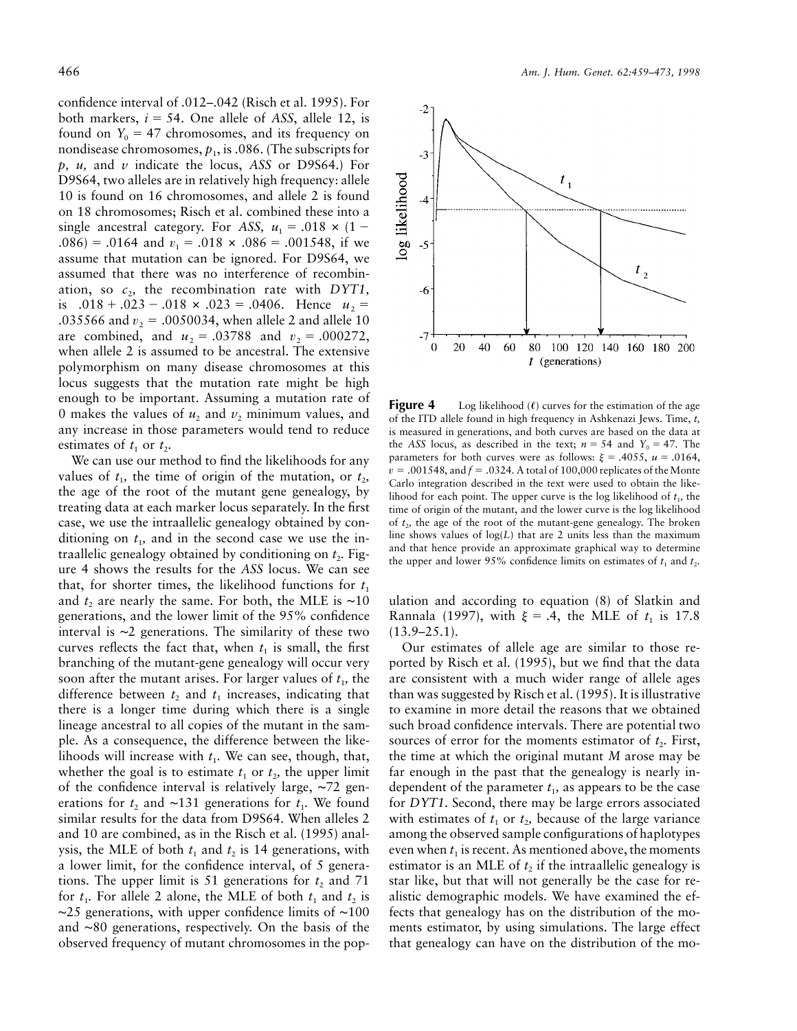confidence interval of .012–.042 (Risch et al. 1995). For both markers, $i = 54$. One allele of *ASS*, allele 12, is found on $Y_0 = 47$ chromosomes, and its frequency on nondisease chromosomes, $p_1$, is .086. (The subscripts for $p$, $u$, and $v$ indicate the locus, *ASS* or D9S64.) For D9S64, two alleles are in relatively high frequency: allele 10 is found on 16 chromosomes, and allele 2 is found on 18 chromosomes; Risch et al. combined these into a single ancestral category. For *ASS*, $u_1 = .018 \times (1 - .086) = .0164$ and $v_1 = .018 \times .086 = .001548$, if we assume that mutation can be ignored. For D9S64, we assumed that there was no interference of recombination, so $c_2$, the recombination rate with *DYT1*, is $.018 + .023 - .018 \times .023 = .0406$. Hence $u_2 = .035566$ and $v_2 = .0050034$, when allele 2 and allele 10 are combined, and $u_2 = .03788$ and $v_2 = .000272$, when allele 2 is assumed to be ancestral. The extensive polymorphism on many disease chromosomes at this locus suggests that the mutation rate might be high enough to be important. Assuming a mutation rate of 0 makes the values of $u_2$ and $v_2$ minimum values, and any increase in those parameters would tend to reduce estimates of $t_1$ or $t_2$.

We can use our method to find the likelihoods for any values of $t_1$, the time of origin of the mutation, or $t_2$, the age of the root of the mutant gene genealogy, by treating data at each marker locus separately. In the first case, we use the intraallelic genealogy obtained by conditioning on $t_1$, and in the second case we use the intraallelic genealogy obtained by conditioning on $t_2$. Figure 4 shows the results for the *ASS* locus. We can see that, for shorter times, the likelihood functions for $t_1$ and $t_2$ are nearly the same. For both, the MLE is ~10 generations, and the lower limit of the 95% confidence interval is ~2 generations. The similarity of these two curves reflects the fact that, when $t_1$ is small, the first branching of the mutant-gene genealogy will occur very soon after the mutant arises. For larger values of $t_1$, the difference between $t_2$ and $t_1$ increases, indicating that there is a longer time during which there is a single lineage ancestral to all copies of the mutant in the sample. As a consequence, the difference between the likelihoods will increase with $t_1$. We can see, though, that, whether the goal is to estimate $t_1$ or $t_2$, the upper limit of the confidence interval is relatively large, ~72 generations for $t_2$ and ~131 generations for $t_1$. We found similar results for the data from D9S64. When alleles 2 and 10 are combined, as in the Risch et al. (1995) analysis, the MLE of both $t_1$ and $t_2$ is 14 generations, with a lower limit, for the confidence interval, of 5 generations. The upper limit is 51 generations for $t_2$ and 71 for $t_1$. For allele 2 alone, the MLE of both $t_1$ and $t_2$ is ~25 generations, with upper confidence limits of ~100 and ~80 generations, respectively. On the basis of the observed frequency of mutant chromosomes in the population and according to equation (8) of Slatkin and Rannala (1997), with $\xi = .4$, the MLE of $t_1$ is 17.8 (13.9–25.1).

**Figure 4** Log likelihood ($\ell$) curves for the estimation of the age of the ITD allele found in high frequency in Ashkenazi Jews. Time, $t$, is measured in generations, and both curves are based on the data at the *ASS* locus, as described in the text; $n = 54$ and $Y_0 = 47$. The parameters for both curves were as follows: $\xi = .4055$, $u = .0164$, $v = .001548$, and $f = .0324$. A total of 100,000 replicates of the Monte Carlo integration described in the text were used to obtain the likelihood for each point. The upper curve is the log likelihood of $t_1$, the time of origin of the mutant, and the lower curve is the log likelihood of $t_2$, the age of the root of the mutant-gene genealogy. The broken line shows values of $\log(L)$ that are 2 units less than the maximum and that hence provide an approximate graphical way to determine the upper and lower 95% confidence limits on estimates of $t_1$ and $t_2$.

Our estimates of allele age are similar to those reported by Risch et al. (1995), but we find that the data are consistent with a much wider range of allele ages than was suggested by Risch et al. (1995). It is illustrative to examine in more detail the reasons that we obtained such broad confidence intervals. There are potential two sources of error for the moments estimator of $t_2$. First, the time at which the original mutant *M* arose may be far enough in the past that the genealogy is nearly independent of the parameter $t_1$, as appears to be the case for *DYT1*. Second, there may be large errors associated with estimates of $t_1$ or $t_2$, because of the large variance among the observed sample configurations of haplotypes even when $t_1$ is recent. As mentioned above, the moments estimator is an MLE of $t_2$ if the intraallelic genealogy is star like, but that will not generally be the case for realistic demographic models. We have examined the effects that genealogy has on the distribution of the moments estimator, by using simulations. The large effect that genealogy can have on the distribution of the mo-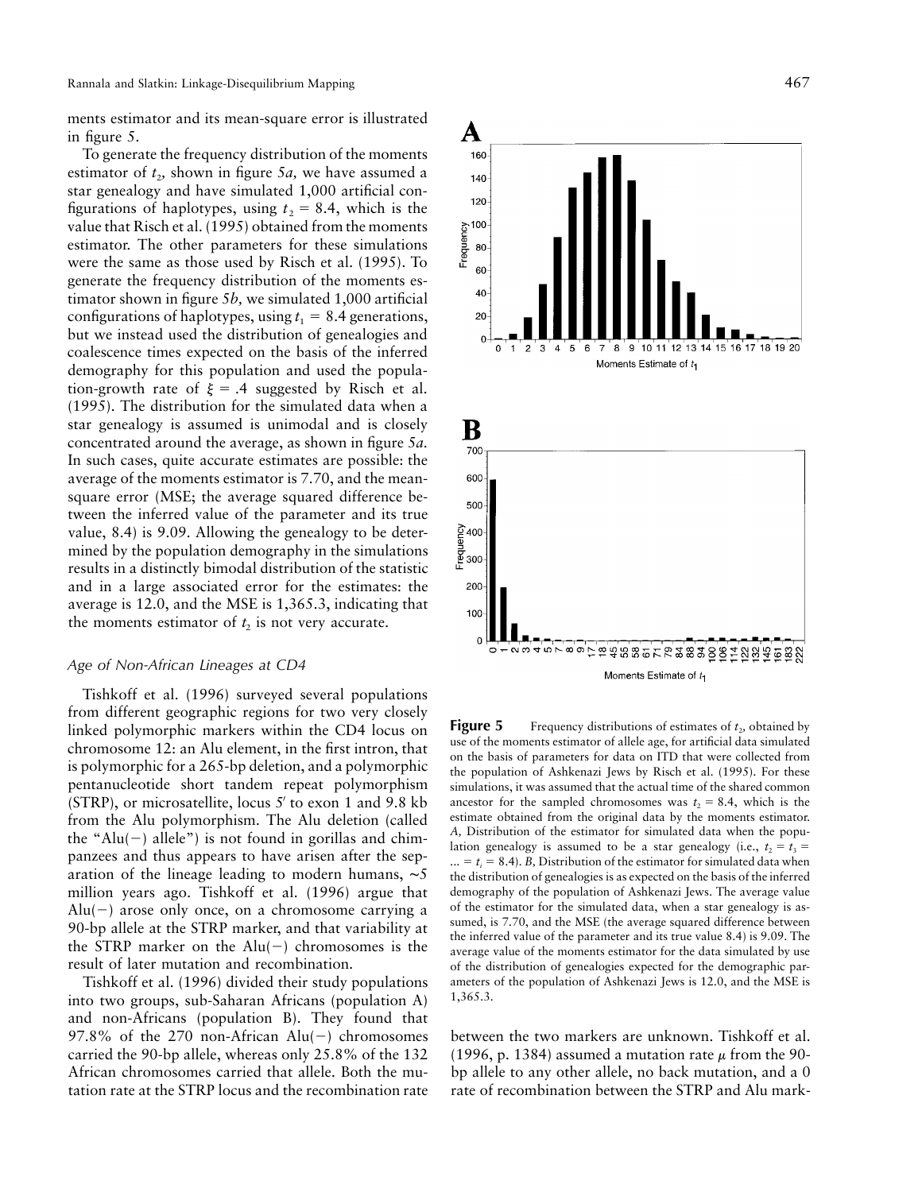ments estimator and its mean-square error is illustrated in figure 5.

To generate the frequency distribution of the moments estimator of $t_2$, shown in figure 5*a*, we have assumed a star genealogy and have simulated 1,000 artificial configurations of haplotypes, using $t_2 = 8.4$, which is the value that Risch et al. (1995) obtained from the moments estimator. The other parameters for these simulations were the same as those used by Risch et al. (1995). To generate the frequency distribution of the moments estimator shown in figure 5*b*, we simulated 1,000 artificial configurations of haplotypes, using $t_1 = 8.4$ generations, but we instead used the distribution of genealogies and coalescence times expected on the basis of the inferred demography for this population and used the population-growth rate of $\xi = .4$ suggested by Risch et al. (1995). The distribution for the simulated data when a star genealogy is assumed is unimodal and is closely concentrated around the average, as shown in figure 5*a*. In such cases, quite accurate estimates are possible: the average of the moments estimator is 7.70, and the mean-square error (MSE; the average squared difference between the inferred value of the parameter and its true value, 8.4) is 9.09. Allowing the genealogy to be determined by the population demography in the simulations results in a distinctly bimodal distribution of the statistic and in a large associated error for the estimates: the average is 12.0, and the MSE is 1,365.3, indicating that the moments estimator of $t_2$ is not very accurate.

### *Age of Non-African Lineages at CD4*

Tishkoff et al. (1996) surveyed several populations from different geographic regions for two very closely linked polymorphic markers within the CD4 locus on chromosome 12: an Alu element, in the first intron, that is polymorphic for a 265-bp deletion, and a polymorphic pentanucleotide short tandem repeat polymorphism (STRP), or microsatellite, locus 5′ to exon 1 and 9.8 kb from the Alu polymorphism. The Alu deletion (called the "Alu(−) allele") is not found in gorillas and chimpanzees and thus appears to have arisen after the separation of the lineage leading to modern humans, ∼5 million years ago. Tishkoff et al. (1996) argue that Alu(−) arose only once, on a chromosome carrying a 90-bp allele at the STRP marker, and that variability at the STRP marker on the Alu(−) chromosomes is the result of later mutation and recombination.

Tishkoff et al. (1996) divided their study populations into two groups, sub-Saharan Africans (population A) and non-Africans (population B). They found that 97.8% of the 270 non-African Alu(−) chromosomes carried the 90-bp allele, whereas only 25.8% of the 132 African chromosomes carried that allele. Both the mutation rate at the STRP locus and the recombination rate between the two markers are unknown. Tishkoff et al. (1996, p. 1384) assumed a mutation rate $\mu$ from the 90-bp allele to any other allele, no back mutation, and a 0 rate of recombination between the STRP and Alu mark-

**Figure 5** Frequency distributions of estimates of $t_2$, obtained by use of the moments estimator of allele age, for artificial data simulated on the basis of parameters for data on ITD that were collected from the population of Ashkenazi Jews by Risch et al. (1995). For these simulations, it was assumed that the actual time of the shared common ancestor for the sampled chromosomes was $t_2 = 8.4$, which is the estimate obtained from the original data by the moments estimator. *A*, Distribution of the estimator for simulated data when the population genealogy is assumed to be a star genealogy (i.e., $t_2 = t_3 = \ldots = t_i = 8.4$). *B*, Distribution of the estimator for simulated data when the distribution of genealogies is as expected on the basis of the inferred demography of the population of Ashkenazi Jews. The average value of the estimator for the simulated data, when a star genealogy is assumed, is 7.70, and the MSE (the average squared difference between the inferred value of the parameter and its true value 8.4) is 9.09. The average value of the moments estimator for the data simulated by use of the distribution of genealogies expected for the demographic parameters of the population of Ashkenazi Jews is 12.0, and the MSE is 1,365.3.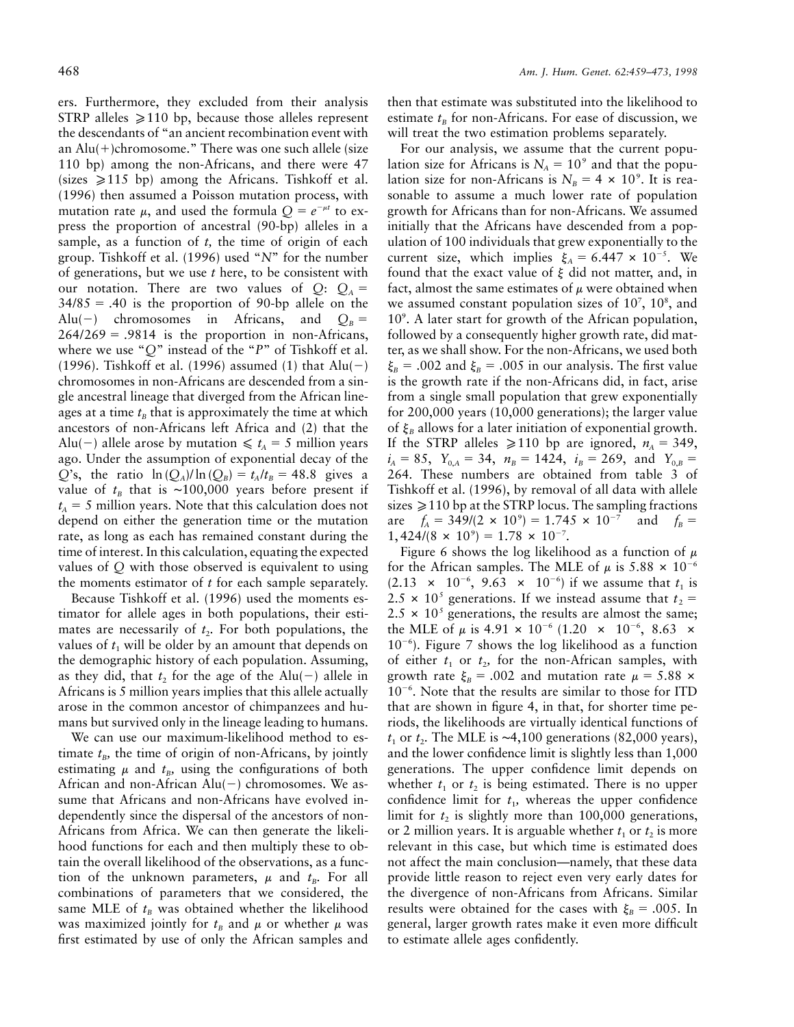ers. Furthermore, they excluded from their analysis STRP alleles ≥110 bp, because those alleles represent the descendants of "an ancient recombination event with an Alu(+)chromosome." There was one such allele (size 110 bp) among the non-Africans, and there were 47 (sizes ≥115 bp) among the Africans. Tishkoff et al. (1996) then assumed a Poisson mutation process, with mutation rate $\mu$, and used the formula $Q = e^{-\mu t}$ to express the proportion of ancestral (90-bp) alleles in a sample, as a function of $t$, the time of origin of each group. Tishkoff et al. (1996) used "$N$" for the number of generations, but we use $t$ here, to be consistent with our notation. There are two values of $Q$: $Q_A = 34/85 = .40$ is the proportion of 90-bp allele on the Alu(−) chromosomes in Africans, and $Q_B = 264/269 = .9814$ is the proportion in non-Africans, where we use "$Q$" instead of the "$P$" of Tishkoff et al. (1996). Tishkoff et al. (1996) assumed (1) that Alu(−) chromosomes in non-Africans are descended from a single ancestral lineage that diverged from the African lineages at a time $t_B$ that is approximately the time at which ancestors of non-Africans left Africa and (2) that the Alu(−) allele arose by mutation $\leq t_A = 5$ million years ago. Under the assumption of exponential decay of the $Q$'s, the ratio $\ln(Q_A)/\ln(Q_B) = t_A/t_B = 48.8$ gives a value of $t_B$ that is ~100,000 years before present if $t_A = 5$ million years. Note that this calculation does not depend on either the generation time or the mutation rate, as long as each has remained constant during the time of interest. In this calculation, equating the expected values of $Q$ with those observed is equivalent to using the moments estimator of $t$ for each sample separately.

Because Tishkoff et al. (1996) used the moments estimator for allele ages in both populations, their estimates are necessarily of $t_2$. For both populations, the values of $t_1$ will be older by an amount that depends on the demographic history of each population. Assuming, as they did, that $t_2$ for the age of the Alu(−) allele in Africans is 5 million years implies that this allele actually arose in the common ancestor of chimpanzees and humans but survived only in the lineage leading to humans.

We can use our maximum-likelihood method to estimate $t_B$, the time of origin of non-Africans, by jointly estimating $\mu$ and $t_B$, using the configurations of both African and non-African Alu(−) chromosomes. We assume that Africans and non-Africans have evolved independently since the dispersal of the ancestors of non-Africans from Africa. We can then generate the likelihood functions for each and then multiply these to obtain the overall likelihood of the observations, as a function of the unknown parameters, $\mu$ and $t_B$. For all combinations of parameters that we considered, the same MLE of $t_B$ was obtained whether the likelihood was maximized jointly for $t_B$ and $\mu$ or whether $\mu$ was first estimated by use of only the African samples and then that estimate was substituted into the likelihood to estimate $t_B$ for non-Africans. For ease of discussion, we will treat the two estimation problems separately.

For our analysis, we assume that the current population size for Africans is $N_A = 10^9$ and that the population size for non-Africans is $N_B = 4 \times 10^9$. It is reasonable to assume a much lower rate of population growth for Africans than for non-Africans. We assumed initially that the Africans have descended from a population of 100 individuals that grew exponentially to the current size, which implies $\xi_A = 6.447 \times 10^{-5}$. We found that the exact value of $\xi$ did not matter, and, in fact, almost the same estimates of $\mu$ were obtained when we assumed constant population sizes of $10^7$, $10^8$, and $10^9$. A later start for growth of the African population, followed by a consequently higher growth rate, did matter, as we shall show. For the non-Africans, we used both $\xi_B = .002$ and $\xi_B = .005$ in our analysis. The first value is the growth rate if the non-Africans did, in fact, arise from a single small population that grew exponentially for 200,000 years (10,000 generations); the larger value of $\xi_B$ allows for a later initiation of exponential growth. If the STRP alleles ≥110 bp are ignored, $n_A = 349$, $i_A = 85$, $Y_{0,A} = 34$, $n_B = 1424$, $i_B = 269$, and $Y_{0,B} = 264$. These numbers are obtained from table 3 of Tishkoff et al. (1996), by removal of all data with allele sizes ≥110 bp at the STRP locus. The sampling fractions are $f_A = 349/(2 \times 10^9) = 1.745 \times 10^{-7}$ and $f_B = 1{,}424/(8 \times 10^9) = 1.78 \times 10^{-7}$.

Figure 6 shows the log likelihood as a function of $\mu$ for the African samples. The MLE of $\mu$ is $5.88 \times 10^{-6}$ ($2.13 \times 10^{-6}$, $9.63 \times 10^{-6}$) if we assume that $t_1$ is $2.5 \times 10^5$ generations. If we instead assume that $t_2 = 2.5 \times 10^5$ generations, the results are almost the same; the MLE of $\mu$ is $4.91 \times 10^{-6}$ ($1.20 \times 10^{-6}$, $8.63 \times 10^{-6}$). Figure 7 shows the log likelihood as a function of either $t_1$ or $t_2$, for the non-African samples, with growth rate $\xi_B = .002$ and mutation rate $\mu = 5.88 \times 10^{-6}$. Note that the results are similar to those for ITD that are shown in figure 4, in that, for shorter time periods, the likelihoods are virtually identical functions of $t_1$ or $t_2$. The MLE is ~4,100 generations (82,000 years), and the lower confidence limit is slightly less than 1,000 generations. The upper confidence limit depends on whether $t_1$ or $t_2$ is being estimated. There is no upper confidence limit for $t_1$, whereas the upper confidence limit for $t_2$ is slightly more than 100,000 generations, or 2 million years. It is arguable whether $t_1$ or $t_2$ is more relevant in this case, but which time is estimated does not affect the main conclusion—namely, that these data provide little reason to reject even very early dates for the divergence of non-Africans from Africans. Similar results were obtained for the cases with $\xi_B = .005$. In general, larger growth rates make it even more difficult to estimate allele ages confidently.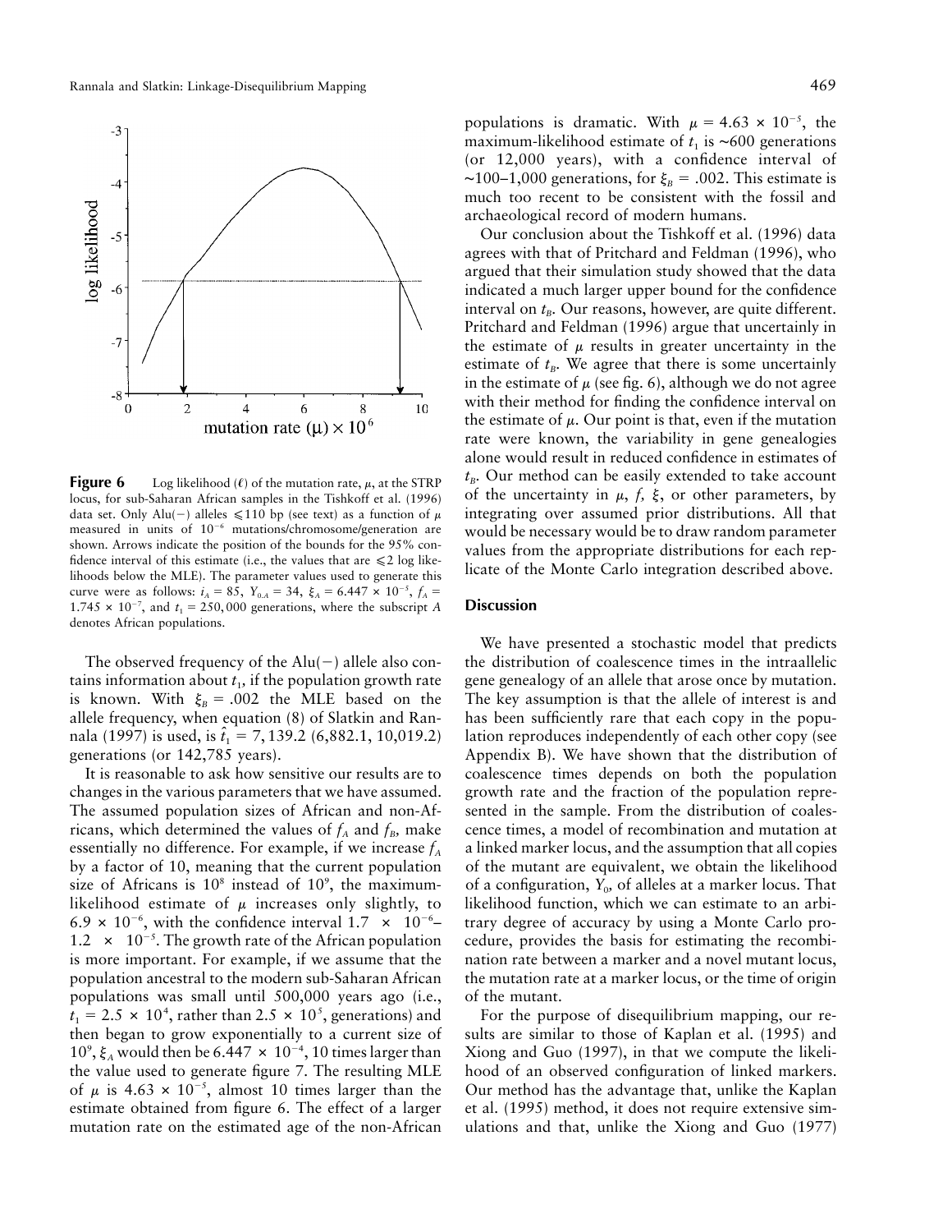**Figure 6** Log likelihood ($\ell$) of the mutation rate, $\mu$, at the STRP locus, for sub-Saharan African samples in the Tishkoff et al. (1996) data set. Only Alu(−) alleles $\leqslant$110 bp (see text) as a function of $\mu$ measured in units of $10^{-6}$ mutations/chromosome/generation are shown. Arrows indicate the position of the bounds for the 95% confidence interval of this estimate (i.e., the values that are $\leqslant$2 log likelihoods below the MLE). The parameter values used to generate this curve were as follows: $i_A = 85$, $Y_{0,A} = 34$, $\xi_A = 6.447 \times 10^{-5}$, $f_A = 1.745 \times 10^{-7}$, and $t_1 = 250,000$ generations, where the subscript $A$ denotes African populations.

The observed frequency of the Alu(−) allele also contains information about $t_1$, if the population growth rate is known. With $\xi_B = .002$ the MLE based on the allele frequency, when equation (8) of Slatkin and Rannala (1997) is used, is $\hat{t}_1 = 7,139.2$ (6,882.1, 10,019.2) generations (or 142,785 years).

It is reasonable to ask how sensitive our results are to changes in the various parameters that we have assumed. The assumed population sizes of African and non-Africans, which determined the values of $f_A$ and $f_B$, make essentially no difference. For example, if we increase $f_A$ by a factor of 10, meaning that the current population size of Africans is $10^8$ instead of $10^9$, the maximum-likelihood estimate of $\mu$ increases only slightly, to $6.9 \times 10^{-6}$, with the confidence interval $1.7 \times 10^{-6}$–$1.2 \times 10^{-5}$. The growth rate of the African population is more important. For example, if we assume that the population ancestral to the modern sub-Saharan African populations was small until 500,000 years ago (i.e., $t_1 = 2.5 \times 10^4$, rather than $2.5 \times 10^5$, generations) and then began to grow exponentially to a current size of $10^9$, $\xi_A$ would then be $6.447 \times 10^{-4}$, 10 times larger than the value used to generate figure 7. The resulting MLE of $\mu$ is $4.63 \times 10^{-5}$, almost 10 times larger than the estimate obtained from figure 6. The effect of a larger mutation rate on the estimated age of the non-African populations is dramatic. With $\mu = 4.63 \times 10^{-5}$, the maximum-likelihood estimate of $t_1$ is ~600 generations (or 12,000 years), with a confidence interval of ~100–1,000 generations, for $\xi_B = .002$. This estimate is much too recent to be consistent with the fossil and archaeological record of modern humans.

Our conclusion about the Tishkoff et al. (1996) data agrees with that of Pritchard and Feldman (1996), who argued that their simulation study showed that the data indicated a much larger upper bound for the confidence interval on $t_B$. Our reasons, however, are quite different. Pritchard and Feldman (1996) argue that uncertainly in the estimate of $\mu$ results in greater uncertainty in the estimate of $t_B$. We agree that there is some uncertainly in the estimate of $\mu$ (see fig. 6), although we do not agree with their method for finding the confidence interval on the estimate of $\mu$. Our point is that, even if the mutation rate were known, the variability in gene genealogies alone would result in reduced confidence in estimates of $t_B$. Our method can be easily extended to take account of the uncertainty in $\mu$, $f$, $\xi$, or other parameters, by integrating over assumed prior distributions. All that would be necessary would be to draw random parameter values from the appropriate distributions for each replicate of the Monte Carlo integration described above.

## Discussion

We have presented a stochastic model that predicts the distribution of coalescence times in the intraallelic gene genealogy of an allele that arose once by mutation. The key assumption is that the allele of interest is and has been sufficiently rare that each copy in the population reproduces independently of each other copy (see Appendix B). We have shown that the distribution of coalescence times depends on both the population growth rate and the fraction of the population represented in the sample. From the distribution of coalescence times, a model of recombination and mutation at a linked marker locus, and the assumption that all copies of the mutant are equivalent, we obtain the likelihood of a configuration, $Y_0$, of alleles at a marker locus. That likelihood function, which we can estimate to an arbitrary degree of accuracy by using a Monte Carlo procedure, provides the basis for estimating the recombination rate between a marker and a novel mutant locus, the mutation rate at a marker locus, or the time of origin of the mutant.

For the purpose of disequilibrium mapping, our results are similar to those of Kaplan et al. (1995) and Xiong and Guo (1997), in that we compute the likelihood of an observed configuration of linked markers. Our method has the advantage that, unlike the Kaplan et al. (1995) method, it does not require extensive simulations and that, unlike the Xiong and Guo (1977)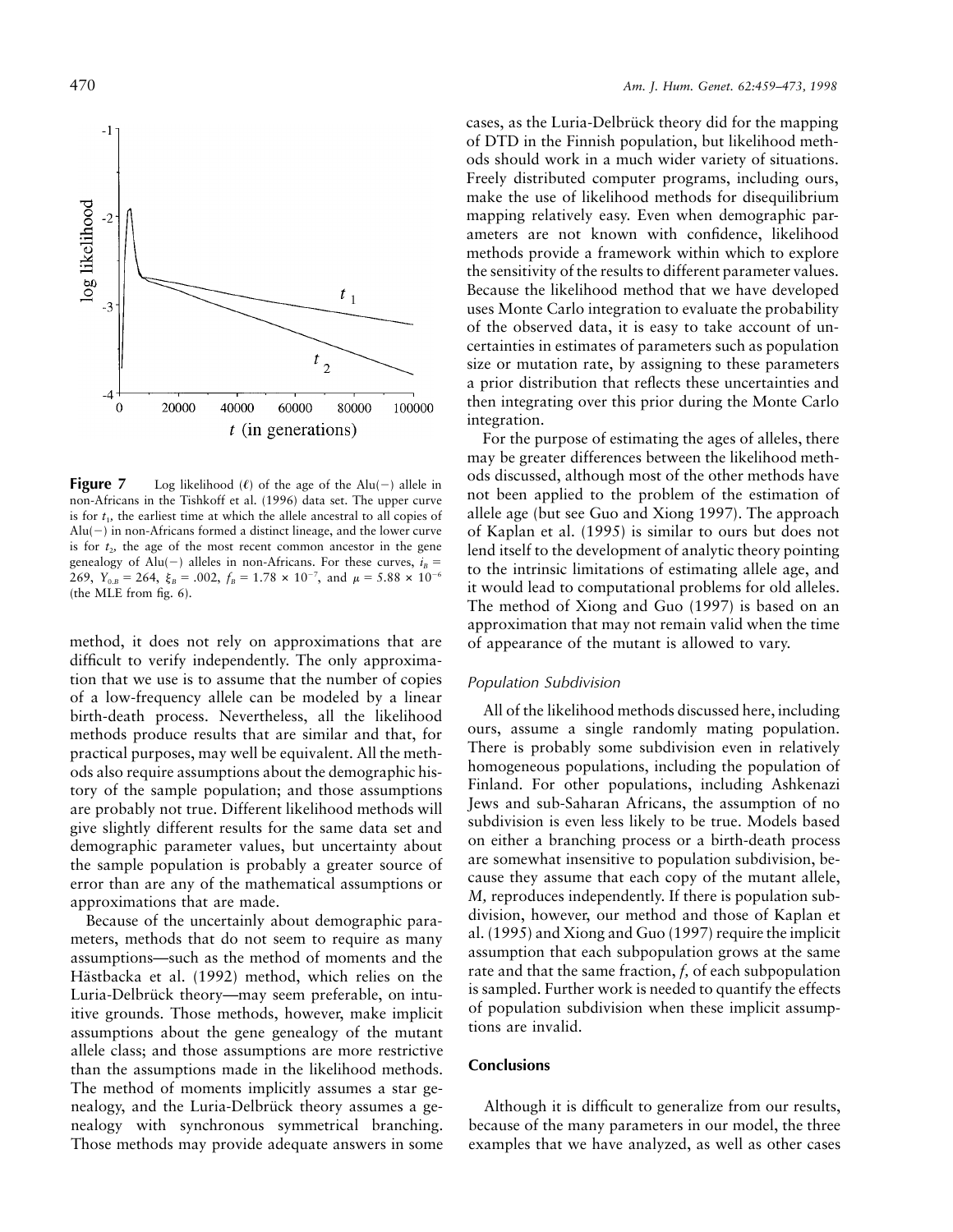log likelihood

-1

-2

-3

-4

0 20000 40000 60000 80000 100000

$t_1$

$t_2$

$t$ (in generations)

**Figure 7** Log likelihood ($\ell$) of the age of the Alu(−) allele in non-Africans in the Tishkoff et al. (1996) data set. The upper curve is for $t_1$, the earliest time at which the allele ancestral to all copies of Alu(−) in non-Africans formed a distinct lineage, and the lower curve is for $t_2$, the age of the most recent common ancestor in the gene genealogy of Alu(−) alleles in non-Africans. For these curves, $i_B$ = 269, $Y_{0,B}$ = 264, $\xi_B$ = .002, $f_B = 1.78 \times 10^{-7}$, and $\mu = 5.88 \times 10^{-6}$ (the MLE from fig. 6).

method, it does not rely on approximations that are difficult to verify independently. The only approximation that we use is to assume that the number of copies of a low-frequency allele can be modeled by a linear birth-death process. Nevertheless, all the likelihood methods produce results that are similar and that, for practical purposes, may well be equivalent. All the methods also require assumptions about the demographic history of the sample population; and those assumptions are probably not true. Different likelihood methods will give slightly different results for the same data set and demographic parameter values, but uncertainty about the sample population is probably a greater source of error than are any of the mathematical assumptions or approximations that are made.

Because of the uncertainly about demographic parameters, methods that do not seem to require as many assumptions—such as the method of moments and the Hästbacka et al. (1992) method, which relies on the Luria-Delbrück theory—may seem preferable, on intuitive grounds. Those methods, however, make implicit assumptions about the gene genealogy of the mutant allele class; and those assumptions are more restrictive than the assumptions made in the likelihood methods. The method of moments implicitly assumes a star genealogy, and the Luria-Delbrück theory assumes a genealogy with synchronous symmetrical branching. Those methods may provide adequate answers in some cases, as the Luria-Delbrück theory did for the mapping of DTD in the Finnish population, but likelihood methods should work in a much wider variety of situations. Freely distributed computer programs, including ours, make the use of likelihood methods for disequilibrium mapping relatively easy. Even when demographic parameters are not known with confidence, likelihood methods provide a framework within which to explore the sensitivity of the results to different parameter values. Because the likelihood method that we have developed uses Monte Carlo integration to evaluate the probability of the observed data, it is easy to take account of uncertainties in estimates of parameters such as population size or mutation rate, by assigning to these parameters a prior distribution that reflects these uncertainties and then integrating over this prior during the Monte Carlo integration.

For the purpose of estimating the ages of alleles, there may be greater differences between the likelihood methods discussed, although most of the other methods have not been applied to the problem of the estimation of allele age (but see Guo and Xiong 1997). The approach of Kaplan et al. (1995) is similar to ours but does not lend itself to the development of analytic theory pointing to the intrinsic limitations of estimating allele age, and it would lead to computational problems for old alleles. The method of Xiong and Guo (1997) is based on an approximation that may not remain valid when the time of appearance of the mutant is allowed to vary.

### *Population Subdivision*

All of the likelihood methods discussed here, including ours, assume a single randomly mating population. There is probably some subdivision even in relatively homogeneous populations, including the population of Finland. For other populations, including Ashkenazi Jews and sub-Saharan Africans, the assumption of no subdivision is even less likely to be true. Models based on either a branching process or a birth-death process are somewhat insensitive to population subdivision, because they assume that each copy of the mutant allele, *M*, reproduces independently. If there is population subdivision, however, our method and those of Kaplan et al. (1995) and Xiong and Guo (1997) require the implicit assumption that each subpopulation grows at the same rate and that the same fraction, *f*, of each subpopulation is sampled. Further work is needed to quantify the effects of population subdivision when these implicit assumptions are invalid.

## Conclusions

Although it is difficult to generalize from our results, because of the many parameters in our model, the three examples that we have analyzed, as well as other cases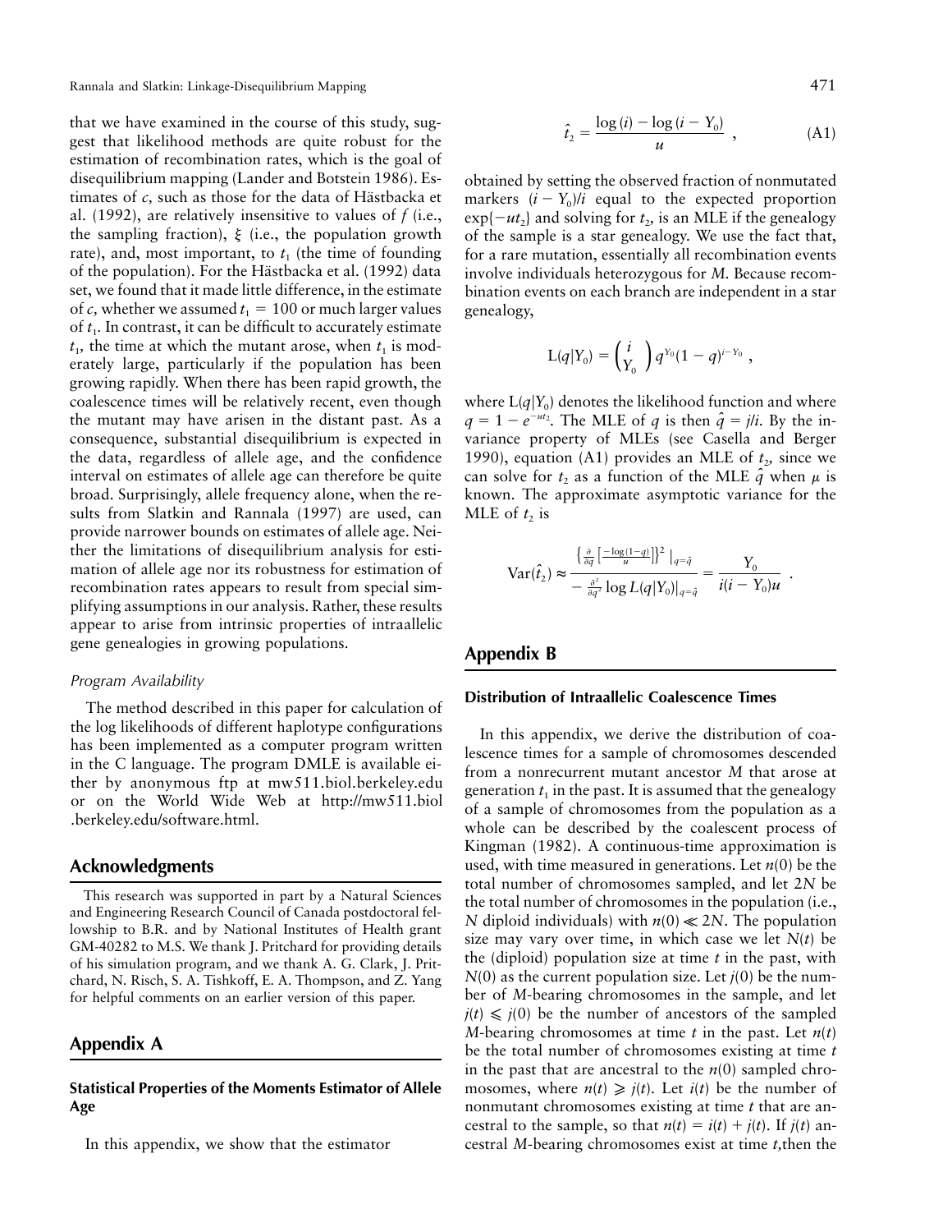that we have examined in the course of this study, suggest that likelihood methods are quite robust for the estimation of recombination rates, which is the goal of disequilibrium mapping (Lander and Botstein 1986). Estimates of $c$, such as those for the data of Hästbacka et al. (1992), are relatively insensitive to values of $f$ (i.e., the sampling fraction), $\xi$ (i.e., the population growth rate), and, most important, to $t_1$ (the time of founding of the population). For the Hästbacka et al. (1992) data set, we found that it made little difference, in the estimate of $c$, whether we assumed $t_1 = 100$ or much larger values of $t_1$. In contrast, it can be difficult to accurately estimate $t_1$, the time at which the mutant arose, when $t_1$ is moderately large, particularly if the population has been growing rapidly. When there has been rapid growth, the coalescence times will be relatively recent, even though the mutant may have arisen in the distant past. As a consequence, substantial disequilibrium is expected in the data, regardless of allele age, and the confidence interval on estimates of allele age can therefore be quite broad. Surprisingly, allele frequency alone, when the results from Slatkin and Rannala (1997) are used, can provide narrower bounds on estimates of allele age. Neither the limitations of disequilibrium analysis for estimation of allele age nor its robustness for estimation of recombination rates appears to result from special simplifying assumptions in our analysis. Rather, these results appear to arise from intrinsic properties of intraallelic gene genealogies in growing populations.

### *Program Availability*

The method described in this paper for calculation of the log likelihoods of different haplotype configurations has been implemented as a computer program written in the C language. The program DMLE is available either by anonymous ftp at mw511.biol.berkeley.edu or on the World Wide Web at http://mw511.biol.berkeley.edu/software.html.

## Acknowledgments

This research was supported in part by a Natural Sciences and Engineering Research Council of Canada postdoctoral fellowship to B.R. and by National Institutes of Health grant GM-40282 to M.S. We thank J. Pritchard for providing details of his simulation program, and we thank A. G. Clark, J. Pritchard, N. Risch, S. A. Tishkoff, E. A. Thompson, and Z. Yang for helpful comments on an earlier version of this paper.

## Appendix A

### Statistical Properties of the Moments Estimator of Allele Age

In this appendix, we show that the estimator

$$\hat{t}_2 = \frac{\log(i) - \log(i - Y_0)}{u} , \quad \text{(A1)}$$

obtained by setting the observed fraction of nonmutated markers $(i - Y_0)/i$ equal to the expected proportion $\exp\{-ut_2\}$ and solving for $t_2$, is an MLE if the genealogy of the sample is a star genealogy. We use the fact that, for a rare mutation, essentially all recombination events involve individuals heterozygous for $M$. Because recombination events on each branch are independent in a star genealogy,

$$L(q|Y_0) = \binom{i}{Y_0} q^{Y_0}(1 - q)^{i - Y_0} ,$$

where $L(q|Y_0)$ denotes the likelihood function and where $q = 1 - e^{-ut_2}$. The MLE of $q$ is then $\hat{q} = j/i$. By the invariance property of MLEs (see Casella and Berger 1990), equation (A1) provides an MLE of $t_2$, since we can solve for $t_2$ as a function of the MLE $\hat{q}$ when $\mu$ is known. The approximate asymptotic variance for the MLE of $t_2$ is

$$\mathrm{Var}(\hat{t}_2) \approx \frac{\left\{\frac{\partial}{\partial q}\left[\frac{-\log(1-q)}{u}\right]\right\}^2 \Big|_{q=\hat{q}}}{-\frac{\partial^2}{\partial q^2}\log L(q|Y_0)\Big|_{q=\hat{q}}} = \frac{Y_0}{i(i - Y_0)u} .$$

## Appendix B

### Distribution of Intraallelic Coalescence Times

In this appendix, we derive the distribution of coalescence times for a sample of chromosomes descended from a nonrecurrent mutant ancestor $M$ that arose at generation $t_1$ in the past. It is assumed that the genealogy of a sample of chromosomes from the population as a whole can be described by the coalescent process of Kingman (1982). A continuous-time approximation is used, with time measured in generations. Let $n(0)$ be the total number of chromosomes sampled, and let $2N$ be the total number of chromosomes in the population (i.e., $N$ diploid individuals) with $n(0) \ll 2N$. The population size may vary over time, in which case we let $N(t)$ be the (diploid) population size at time $t$ in the past, with $N(0)$ as the current population size. Let $j(0)$ be the number of $M$-bearing chromosomes in the sample, and let $j(t) \leqslant j(0)$ be the number of ancestors of the sampled $M$-bearing chromosomes at time $t$ in the past. Let $n(t)$ be the total number of chromosomes existing at time $t$ in the past that are ancestral to the $n(0)$ sampled chromosomes, where $n(t) \geqslant j(t)$. Let $i(t)$ be the number of nonmutant chromosomes existing at time $t$ that are ancestral to the sample, so that $n(t) = i(t) + j(t)$. If $j(t)$ ancestral $M$-bearing chromosomes exist at time $t$, then the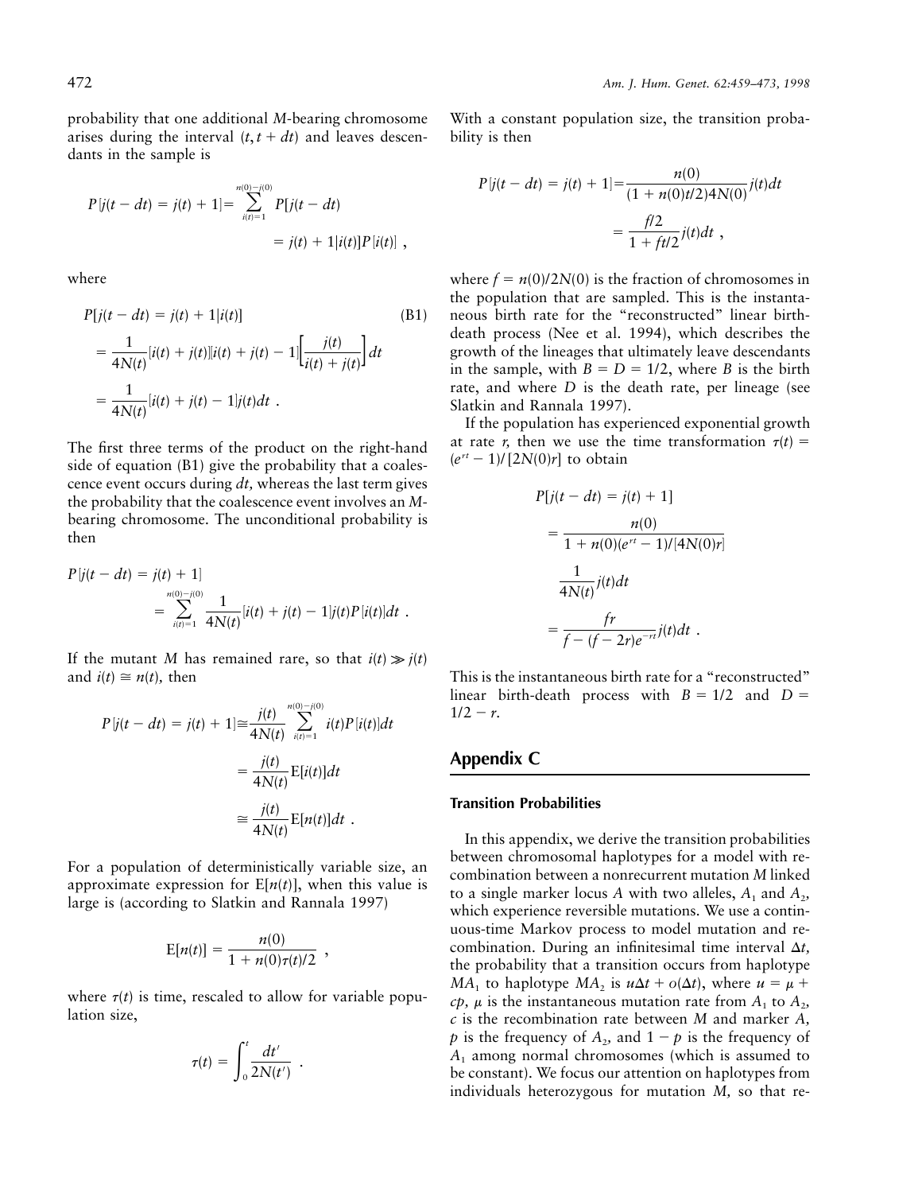probability that one additional $M$-bearing chromosome arises during the interval $(t, t + dt)$ and leaves descendants in the sample is

$$P[j(t - dt) = j(t) + 1] = \sum_{i(t)=1}^{n(0)-j(0)} P[j(t - dt) = j(t) + 1|i(t)]P[i(t)] ,$$

where

$$\begin{aligned} P[j(t - dt) = j(t) + 1|i(t)] \qquad \text{(B1)} \\ = \frac{1}{4N(t)}[i(t) + j(t)][i(t) + j(t) - 1]\left[\frac{j(t)}{i(t) + j(t)}\right]dt \\ = \frac{1}{4N(t)}[i(t) + j(t) - 1]j(t)dt . \end{aligned}$$

The first three terms of the product on the right-hand side of equation (B1) give the probability that a coalescence event occurs during $dt$, whereas the last term gives the probability that the coalescence event involves an $M$-bearing chromosome. The unconditional probability is then

$$P[j(t - dt) = j(t) + 1] = \sum_{i(t)=1}^{n(0)-j(0)} \frac{1}{4N(t)}[i(t) + j(t) - 1]j(t)P[i(t)]dt .$$

If the mutant $M$ has remained rare, so that $i(t) \gg j(t)$ and $i(t) \cong n(t)$, then

$$\begin{aligned} P[j(t - dt) = j(t) + 1] &\cong \frac{j(t)}{4N(t)} \sum_{i(t)=1}^{n(0)-j(0)} i(t)P[i(t)]dt \\ &= \frac{j(t)}{4N(t)} \mathrm{E}[i(t)]dt \\ &\cong \frac{j(t)}{4N(t)} \mathrm{E}[n(t)]dt . \end{aligned}$$

For a population of deterministically variable size, an approximate expression for $\mathrm{E}[n(t)]$, when this value is large is (according to Slatkin and Rannala 1997)

$$\mathrm{E}[n(t)] = \frac{n(0)}{1 + n(0)\tau(t)/2} ,$$

where $\tau(t)$ is time, rescaled to allow for variable population size,

$$\tau(t) = \int_0^t \frac{dt'}{2N(t')} .$$

With a constant population size, the transition probability is then

$$\begin{aligned} P[j(t - dt) = j(t) + 1] &= \frac{n(0)}{(1 + n(0)t/2)4N(0)} j(t)dt \\ &= \frac{f/2}{1 + ft/2} j(t)dt , \end{aligned}$$

where $f = n(0)/2N(0)$ is the fraction of chromosomes in the population that are sampled. This is the instantaneous birth rate for the "reconstructed" linear birth-death process (Nee et al. 1994), which describes the growth of the lineages that ultimately leave descendants in the sample, with $B = D = 1/2$, where $B$ is the birth rate, and where $D$ is the death rate, per lineage (see Slatkin and Rannala 1997).

If the population has experienced exponential growth at rate $r$, then we use the time transformation $\tau(t) = (e^{rt} - 1)/[2N(0)r]$ to obtain

$$\begin{aligned} P[j(t - dt) = j(t) + 1] \\ = \frac{n(0)}{1 + n(0)(e^{rt} - 1)/[4N(0)r]} \\ \frac{1}{4N(t)} j(t)dt \\ = \frac{fr}{f - (f - 2r)e^{-rt}} j(t)dt . \end{aligned}$$

This is the instantaneous birth rate for a "reconstructed" linear birth-death process with $B = 1/2$ and $D = 1/2 - r$.

## Appendix C

### Transition Probabilities

In this appendix, we derive the transition probabilities between chromosomal haplotypes for a model with recombination between a nonrecurrent mutation $M$ linked to a single marker locus $A$ with two alleles, $A_1$ and $A_2$, which experience reversible mutations. We use a continuous-time Markov process to model mutation and recombination. During an infinitesimal time interval $\Delta t$, the probability that a transition occurs from haplotype $MA_1$ to haplotype $MA_2$ is $u\Delta t + o(\Delta t)$, where $u = \mu + cp$, $\mu$ is the instantaneous mutation rate from $A_1$ to $A_2$, $c$ is the recombination rate between $M$ and marker $A$, $p$ is the frequency of $A_2$, and $1 - p$ is the frequency of $A_1$ among normal chromosomes (which is assumed to be constant). We focus our attention on haplotypes from individuals heterozygous for mutation $M$, so that re-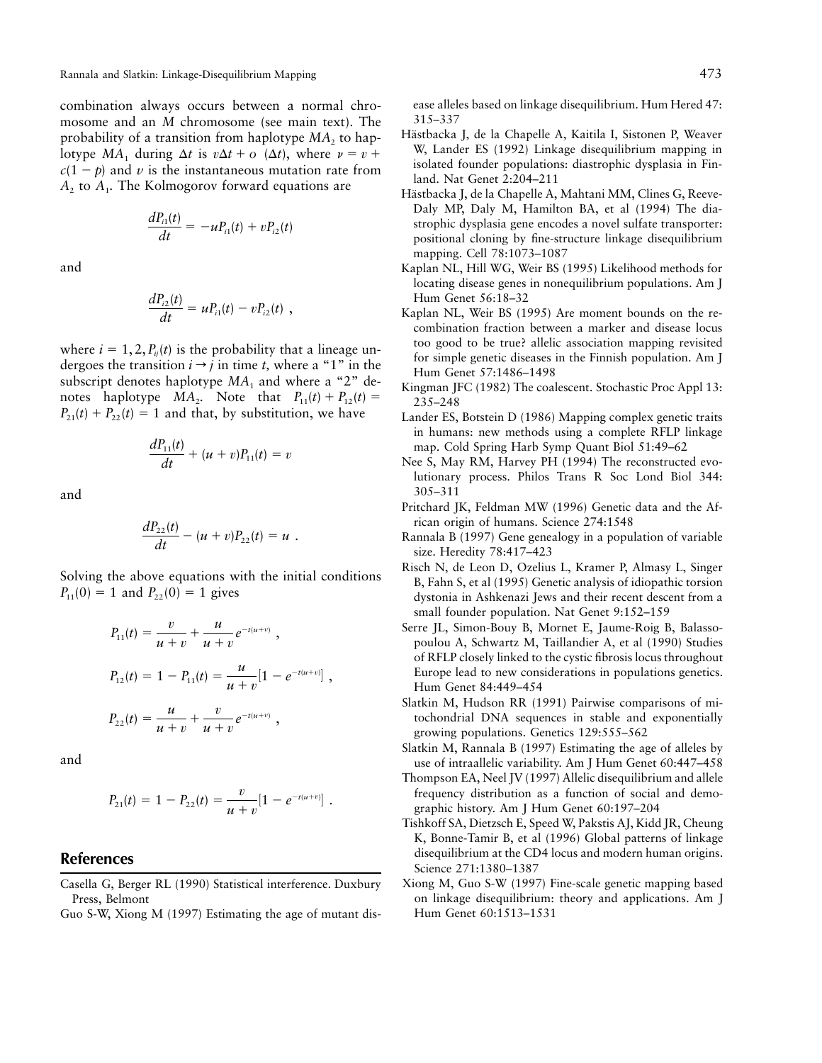combination always occurs between a normal chromosome and an $M$ chromosome (see main text). The probability of a transition from haplotype $MA_2$ to haplotype $MA_1$ during $\Delta t$ is $v\Delta t + o\ (\Delta t)$, where $\nu = v + c(1 - p)$ and $v$ is the instantaneous mutation rate from $A_2$ to $A_1$. The Kolmogorov forward equations are

$$\frac{dP_{i1}(t)}{dt} = -uP_{i1}(t) + vP_{i2}(t)$$

and

$$\frac{dP_{i2}(t)}{dt} = uP_{i1}(t) - vP_{i2}(t) \ ,$$

where $i = 1, 2, P_{ij}(t)$ is the probability that a lineage undergoes the transition $i \rightarrow j$ in time $t$, where a "1" in the subscript denotes haplotype $MA_1$ and where a "2" denotes haplotype $MA_2$. Note that $P_{11}(t) + P_{12}(t) = P_{21}(t) + P_{22}(t) = 1$ and that, by substitution, we have

$$\frac{dP_{11}(t)}{dt} + (u + v)P_{11}(t) = v$$

and

$$\frac{dP_{22}(t)}{dt} - (u + v)P_{22}(t) = u \ .$$

Solving the above equations with the initial conditions $P_{11}(0) = 1$ and $P_{22}(0) = 1$ gives

$$P_{11}(t) = \frac{v}{u + v} + \frac{u}{u + v}e^{-t(u+v)} \ ,$$

$$P_{12}(t) = 1 - P_{11}(t) = \frac{u}{u + v}[1 - e^{-t(u+v)}] \ ,$$

$$P_{22}(t) = \frac{u}{u + v} + \frac{v}{u + v}e^{-t(u+v)} \ ,$$

and

$$P_{21}(t) = 1 - P_{22}(t) = \frac{v}{u + v}[1 - e^{-t(u+v)}] \ .$$

## References

Casella G, Berger RL (1990) Statistical interference. Duxbury Press, Belmont

Guo S-W, Xiong M (1997) Estimating the age of mutant disease alleles based on linkage disequilibrium. Hum Hered 47: 315–337

Hästbacka J, de la Chapelle A, Kaitila I, Sistonen P, Weaver W, Lander ES (1992) Linkage disequilibrium mapping in isolated founder populations: diastrophic dysplasia in Finland. Nat Genet 2:204–211

Hästbacka J, de la Chapelle A, Mahtani MM, Clines G, Reeve-Daly MP, Daly M, Hamilton BA, et al (1994) The diastrophic dysplasia gene encodes a novel sulfate transporter: positional cloning by fine-structure linkage disequilibrium mapping. Cell 78:1073–1087

Kaplan NL, Hill WG, Weir BS (1995) Likelihood methods for locating disease genes in nonequilibrium populations. Am J Hum Genet 56:18–32

Kaplan NL, Weir BS (1995) Are moment bounds on the recombination fraction between a marker and disease locus too good to be true? allelic association mapping revisited for simple genetic diseases in the Finnish population. Am J Hum Genet 57:1486–1498

Kingman JFC (1982) The coalescent. Stochastic Proc Appl 13: 235–248

Lander ES, Botstein D (1986) Mapping complex genetic traits in humans: new methods using a complete RFLP linkage map. Cold Spring Harb Symp Quant Biol 51:49–62

Nee S, May RM, Harvey PH (1994) The reconstructed evolutionary process. Philos Trans R Soc Lond Biol 344: 305–311

Pritchard JK, Feldman MW (1996) Genetic data and the African origin of humans. Science 274:1548

Rannala B (1997) Gene genealogy in a population of variable size. Heredity 78:417–423

Risch N, de Leon D, Ozelius L, Kramer P, Almasy L, Singer B, Fahn S, et al (1995) Genetic analysis of idiopathic torsion dystonia in Ashkenazi Jews and their recent descent from a small founder population. Nat Genet 9:152–159

Serre JL, Simon-Bouy B, Mornet E, Jaume-Roig B, Balassopoulou A, Schwartz M, Taillandier A, et al (1990) Studies of RFLP closely linked to the cystic fibrosis locus throughout Europe lead to new considerations in populations genetics. Hum Genet 84:449–454

Slatkin M, Hudson RR (1991) Pairwise comparisons of mitochondrial DNA sequences in stable and exponentially growing populations. Genetics 129:555–562

Slatkin M, Rannala B (1997) Estimating the age of alleles by use of intraallelic variability. Am J Hum Genet 60:447–458

Thompson EA, Neel JV (1997) Allelic disequilibrium and allele frequency distribution as a function of social and demographic history. Am J Hum Genet 60:197–204

Tishkoff SA, Dietzsch E, Speed W, Pakstis AJ, Kidd JR, Cheung K, Bonne-Tamir B, et al (1996) Global patterns of linkage disequilibrium at the CD4 locus and modern human origins. Science 271:1380–1387

Xiong M, Guo S-W (1997) Fine-scale genetic mapping based on linkage disequilibrium: theory and applications. Am J Hum Genet 60:1513–1531